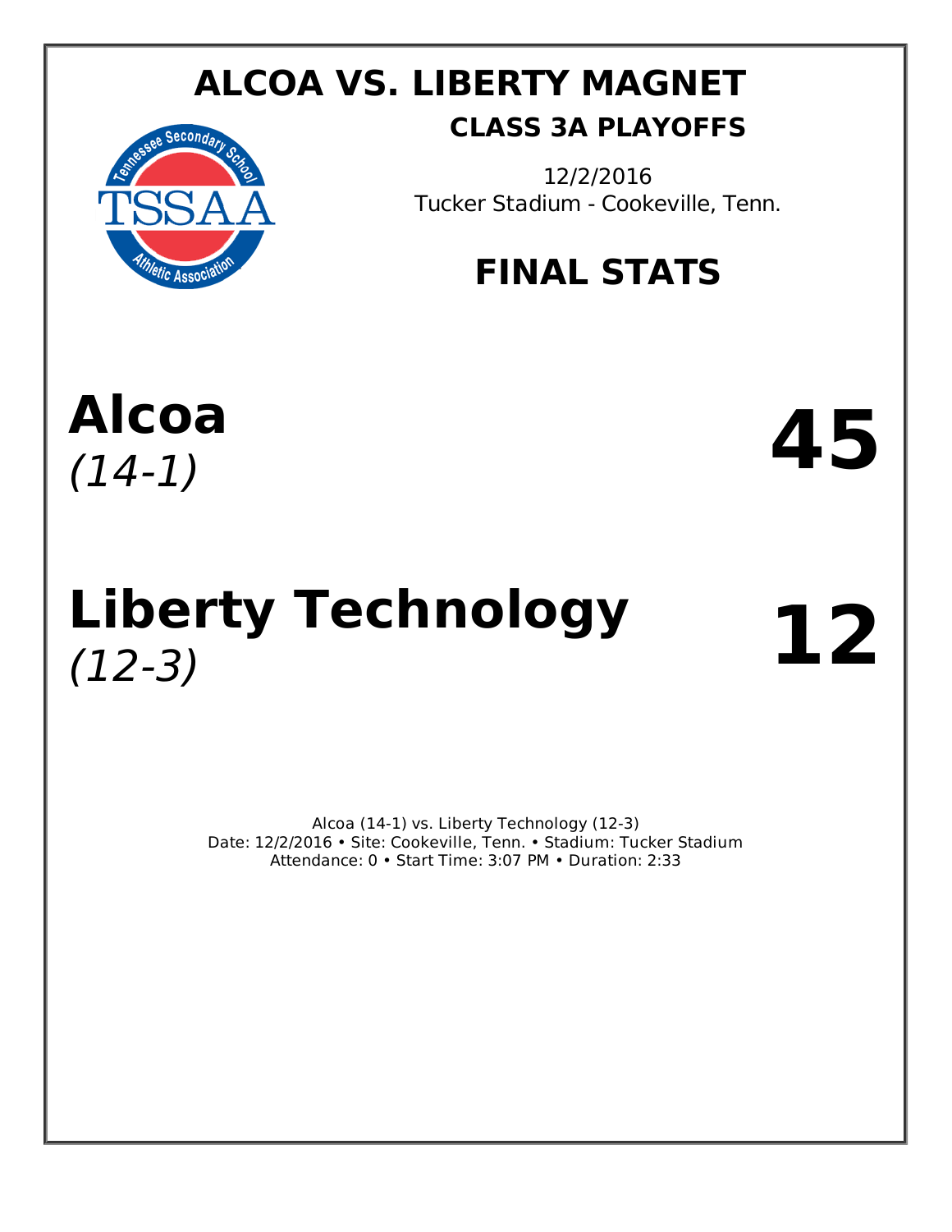# ALCOA VS. LIBERTY MAGNET

## CLASS 3A PLAYOFFS

12/2/2016
Tucker Stadium - Cookeville, Tenn.

## FINAL STATS

**Alcoa** *(14-1)* **45**

**Liberty Technology** *(12-3)* **12**

Alcoa (14-1) vs. Liberty Technology (12-3)
Date: 12/2/2016 • Site: Cookeville, Tenn. • Stadium: Tucker Stadium
Attendance: 0 • Start Time: 3:07 PM • Duration: 2:33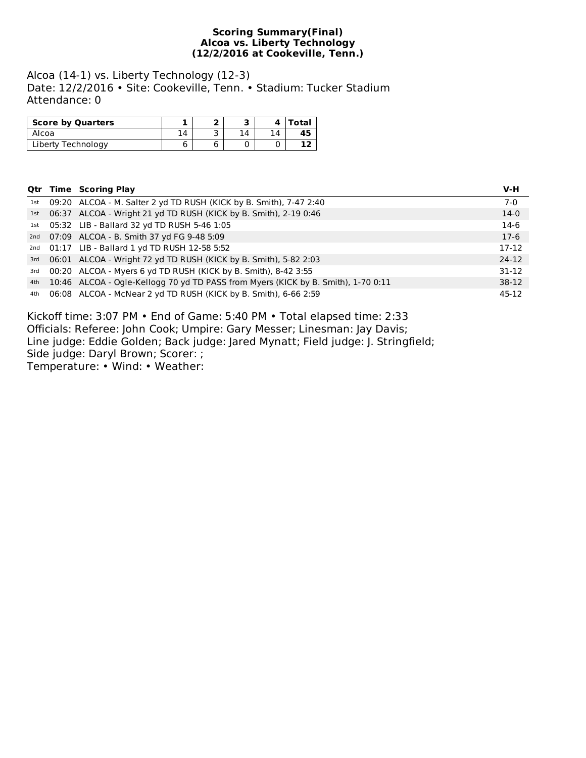**Scoring Summary(Final)**
**Alcoa vs. Liberty Technology**
**(12/2/2016 at Cookeville, Tenn.)**

Alcoa (14-1) vs. Liberty Technology (12-3)
Date: 12/2/2016 • Site: Cookeville, Tenn. • Stadium: Tucker Stadium
Attendance: 0

| Score by Quarters | 1 | 2 | 3 | 4 | Total |
|---|---|---|---|---|---|
| Alcoa | 14 | 3 | 14 | 14 | **45** |
| Liberty Technology | 6 | 6 | 0 | 0 | **12** |

| Qtr | Time | Scoring Play | V-H |
|---|---|---|---|
| 1st | 09:20 | ALCOA - M. Salter 2 yd TD RUSH (KICK by B. Smith), 7-47 2:40 | 7-0 |
| 1st | 06:37 | ALCOA - Wright 21 yd TD RUSH (KICK by B. Smith), 2-19 0:46 | 14-0 |
| 1st | 05:32 | LIB - Ballard 32 yd TD RUSH 5-46 1:05 | 14-6 |
| 2nd | 07:09 | ALCOA - B. Smith 37 yd FG 9-48 5:09 | 17-6 |
| 2nd | 01:17 | LIB - Ballard 1 yd TD RUSH 12-58 5:52 | 17-12 |
| 3rd | 06:01 | ALCOA - Wright 72 yd TD RUSH (KICK by B. Smith), 5-82 2:03 | 24-12 |
| 3rd | 00:20 | ALCOA - Myers 6 yd TD RUSH (KICK by B. Smith), 8-42 3:55 | 31-12 |
| 4th | 10:46 | ALCOA - Ogle-Kellogg 70 yd TD PASS from Myers (KICK by B. Smith), 1-70 0:11 | 38-12 |
| 4th | 06:08 | ALCOA - McNear 2 yd TD RUSH (KICK by B. Smith), 6-66 2:59 | 45-12 |

Kickoff time: 3:07 PM • End of Game: 5:40 PM • Total elapsed time: 2:33
Officials: Referee: John Cook; Umpire: Gary Messer; Linesman: Jay Davis;
Line judge: Eddie Golden; Back judge: Jared Mynatt; Field judge: J. Stringfield;
Side judge: Daryl Brown; Scorer: ;
Temperature: • Wind: • Weather: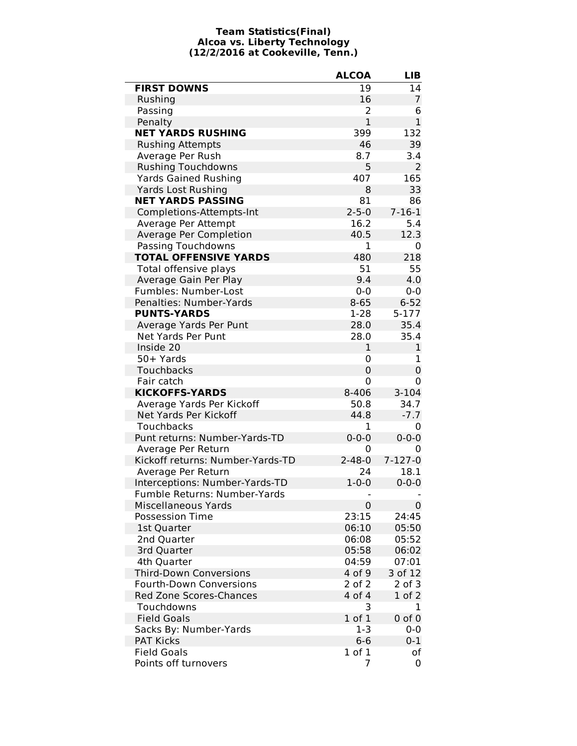**Team Statistics(Final)**
**Alcoa vs. Liberty Technology**
**(12/2/2016 at Cookeville, Tenn.)**

| | ALCOA | LIB |
|---|---|---|
| **FIRST DOWNS** | 19 | 14 |
| Rushing | 16 | 7 |
| Passing | 2 | 6 |
| Penalty | 1 | 1 |
| **NET YARDS RUSHING** | 399 | 132 |
| Rushing Attempts | 46 | 39 |
| Average Per Rush | 8.7 | 3.4 |
| Rushing Touchdowns | 5 | 2 |
| Yards Gained Rushing | 407 | 165 |
| Yards Lost Rushing | 8 | 33 |
| **NET YARDS PASSING** | 81 | 86 |
| Completions-Attempts-Int | 2-5-0 | 7-16-1 |
| Average Per Attempt | 16.2 | 5.4 |
| Average Per Completion | 40.5 | 12.3 |
| Passing Touchdowns | 1 | 0 |
| **TOTAL OFFENSIVE YARDS** | 480 | 218 |
| Total offensive plays | 51 | 55 |
| Average Gain Per Play | 9.4 | 4.0 |
| Fumbles: Number-Lost | 0-0 | 0-0 |
| Penalties: Number-Yards | 8-65 | 6-52 |
| **PUNTS-YARDS** | 1-28 | 5-177 |
| Average Yards Per Punt | 28.0 | 35.4 |
| Net Yards Per Punt | 28.0 | 35.4 |
| Inside 20 | 1 | 1 |
| 50+ Yards | 0 | 1 |
| Touchbacks | 0 | 0 |
| Fair catch | 0 | 0 |
| **KICKOFFS-YARDS** | 8-406 | 3-104 |
| Average Yards Per Kickoff | 50.8 | 34.7 |
| Net Yards Per Kickoff | 44.8 | -7.7 |
| Touchbacks | 1 | 0 |
| Punt returns: Number-Yards-TD | 0-0-0 | 0-0-0 |
| Average Per Return | 0 | 0 |
| Kickoff returns: Number-Yards-TD | 2-48-0 | 7-127-0 |
| Average Per Return | 24 | 18.1 |
| Interceptions: Number-Yards-TD | 1-0-0 | 0-0-0 |
| Fumble Returns: Number-Yards | - | - |
| Miscellaneous Yards | 0 | 0 |
| Possession Time | 23:15 | 24:45 |
| 1st Quarter | 06:10 | 05:50 |
| 2nd Quarter | 06:08 | 05:52 |
| 3rd Quarter | 05:58 | 06:02 |
| 4th Quarter | 04:59 | 07:01 |
| Third-Down Conversions | 4 of 9 | 3 of 12 |
| Fourth-Down Conversions | 2 of 2 | 2 of 3 |
| Red Zone Scores-Chances | 4 of 4 | 1 of 2 |
| Touchdowns | 3 | 1 |
| Field Goals | 1 of 1 | 0 of 0 |
| Sacks By: Number-Yards | 1-3 | 0-0 |
| PAT Kicks | 6-6 | 0-1 |
| Field Goals | 1 of 1 | of |
| Points off turnovers | 7 | 0 |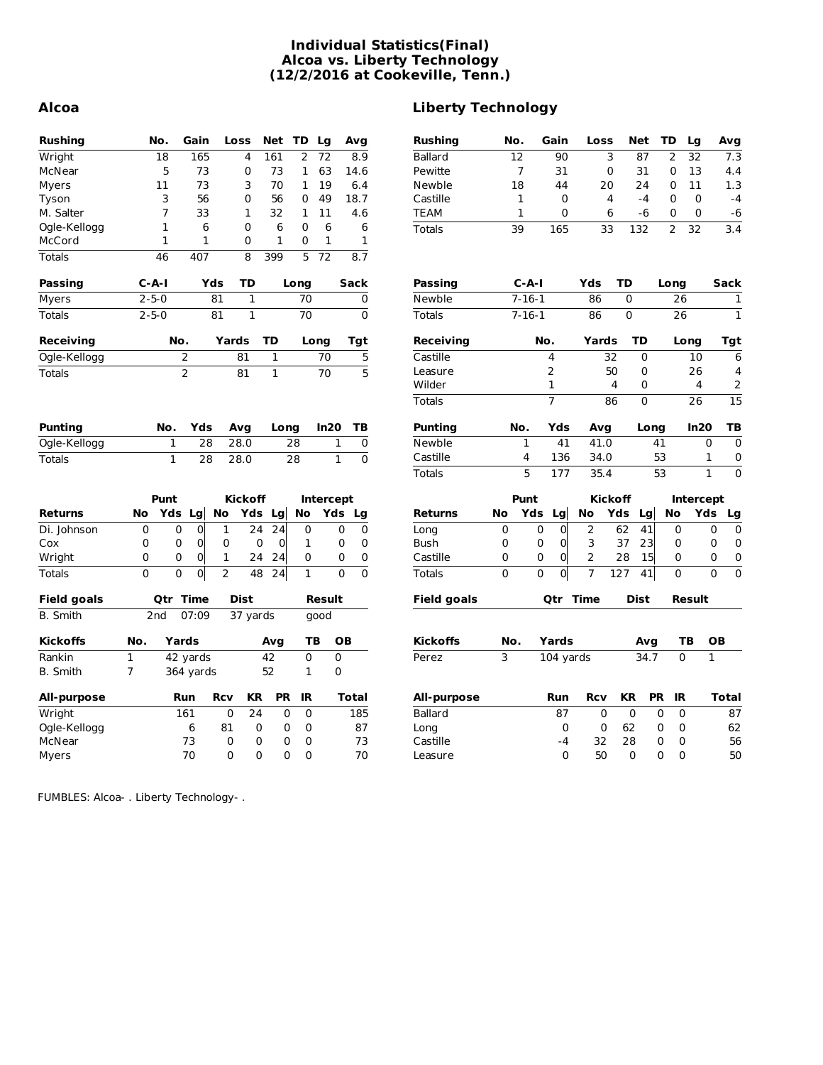# Individual Statistics(Final)
## Alcoa vs. Liberty Technology
## (12/2/2016 at Cookeville, Tenn.)

## Alcoa

| Rushing | No. | Gain | Loss | Net | TD | Lg | Avg |
|---|---|---|---|---|---|---|---|
| Wright | 18 | 165 | 4 | 161 | 2 | 72 | 8.9 |
| McNear | 5 | 73 | 0 | 73 | 1 | 63 | 14.6 |
| Myers | 11 | 73 | 3 | 70 | 1 | 19 | 6.4 |
| Tyson | 3 | 56 | 0 | 56 | 0 | 49 | 18.7 |
| M. Salter | 7 | 33 | 1 | 32 | 1 | 11 | 4.6 |
| Ogle-Kellogg | 1 | 6 | 0 | 6 | 0 | 6 | 6 |
| McCord | 1 | 1 | 0 | 1 | 0 | 1 | 1 |
| Totals | 46 | 407 | 8 | 399 | 5 | 72 | 8.7 |

| Passing | C-A-I | Yds | TD | Long | Sack |
|---|---|---|---|---|---|
| Myers | 2-5-0 | 81 | 1 | 70 | 0 |
| Totals | 2-5-0 | 81 | 1 | 70 | 0 |

| Receiving | No. | Yards | TD | Long | Tgt |
|---|---|---|---|---|---|
| Ogle-Kellogg | 2 | 81 | 1 | 70 | 5 |
| Totals | 2 | 81 | 1 | 70 | 5 |

| Punting | No. | Yds | Avg | Long | In20 | TB |
|---|---|---|---|---|---|---|
| Ogle-Kellogg | 1 | 28 | 28.0 | 28 | 1 | 0 |
| Totals | 1 | 28 | 28.0 | 28 | 1 | 0 |

| | Punt | | | Kickoff | | | Intercept | | |
|---|---|---|---|---|---|---|---|---|---|
| Returns | No | Yds | Lg | No | Yds | Lg | No | Yds | Lg |
| Di. Johnson | 0 | 0 | 0 | 1 | 24 | 24 | 0 | 0 | 0 |
| Cox | 0 | 0 | 0 | 0 | 0 | 0 | 1 | 0 | 0 |
| Wright | 0 | 0 | 0 | 1 | 24 | 24 | 0 | 0 | 0 |
| Totals | 0 | 0 | 0 | 2 | 48 | 24 | 1 | 0 | 0 |

| Field goals | Qtr | Time | Dist | Result |
|---|---|---|---|---|
| B. Smith | 2nd | 07:09 | 37 yards | good |

| Kickoffs | No. | Yards | Avg | TB | OB |
|---|---|---|---|---|---|
| Rankin | 1 | 42 yards | 42 | 0 | 0 |
| B. Smith | 7 | 364 yards | 52 | 1 | 0 |

| All-purpose | Run | Rcv | KR | PR | IR | Total |
|---|---|---|---|---|---|---|
| Wright | 161 | 0 | 24 | 0 | 0 | 185 |
| Ogle-Kellogg | 6 | 81 | 0 | 0 | 0 | 87 |
| McNear | 73 | 0 | 0 | 0 | 0 | 73 |
| Myers | 70 | 0 | 0 | 0 | 0 | 70 |

## Liberty Technology

| Rushing | No. | Gain | Loss | Net | TD | Lg | Avg |
|---|---|---|---|---|---|---|---|
| Ballard | 12 | 90 | 3 | 87 | 2 | 32 | 7.3 |
| Pewitte | 7 | 31 | 0 | 31 | 0 | 13 | 4.4 |
| Newble | 18 | 44 | 20 | 24 | 0 | 11 | 1.3 |
| Castille | 1 | 0 | 4 | -4 | 0 | 0 | -4 |
| TEAM | 1 | 0 | 6 | -6 | 0 | 0 | -6 |
| Totals | 39 | 165 | 33 | 132 | 2 | 32 | 3.4 |

| Passing | C-A-I | Yds | TD | Long | Sack |
|---|---|---|---|---|---|
| Newble | 7-16-1 | 86 | 0 | 26 | 1 |
| Totals | 7-16-1 | 86 | 0 | 26 | 1 |

| Receiving | No. | Yards | TD | Long | Tgt |
|---|---|---|---|---|---|
| Castille | 4 | 32 | 0 | 10 | 6 |
| Leasure | 2 | 50 | 0 | 26 | 4 |
| Wilder | 1 | 4 | 0 | 4 | 2 |
| Totals | 7 | 86 | 0 | 26 | 15 |

| Punting | No. | Yds | Avg | Long | In20 | TB |
|---|---|---|---|---|---|---|
| Newble | 1 | 41 | 41.0 | 41 | 0 | 0 |
| Castille | 4 | 136 | 34.0 | 53 | 1 | 0 |
| Totals | 5 | 177 | 35.4 | 53 | 1 | 0 |

| | Punt | | | Kickoff | | | Intercept | | |
|---|---|---|---|---|---|---|---|---|---|
| Returns | No | Yds | Lg | No | Yds | Lg | No | Yds | Lg |
| Long | 0 | 0 | 0 | 2 | 62 | 41 | 0 | 0 | 0 |
| Bush | 0 | 0 | 0 | 3 | 37 | 23 | 0 | 0 | 0 |
| Castille | 0 | 0 | 0 | 2 | 28 | 15 | 0 | 0 | 0 |
| Totals | 0 | 0 | 0 | 7 | 127 | 41 | 0 | 0 | 0 |

| Field goals | Qtr | Time | Dist | Result |
|---|---|---|---|---|

| Kickoffs | No. | Yards | Avg | TB | OB |
|---|---|---|---|---|---|
| Perez | 3 | 104 yards | 34.7 | 0 | 1 |

| All-purpose | Run | Rcv | KR | PR | IR | Total |
|---|---|---|---|---|---|---|
| Ballard | 87 | 0 | 0 | 0 | 0 | 87 |
| Long | 0 | 0 | 62 | 0 | 0 | 62 |
| Castille | -4 | 32 | 28 | 0 | 0 | 56 |
| Leasure | 0 | 50 | 0 | 0 | 0 | 50 |

FUMBLES: Alcoa- . Liberty Technology- .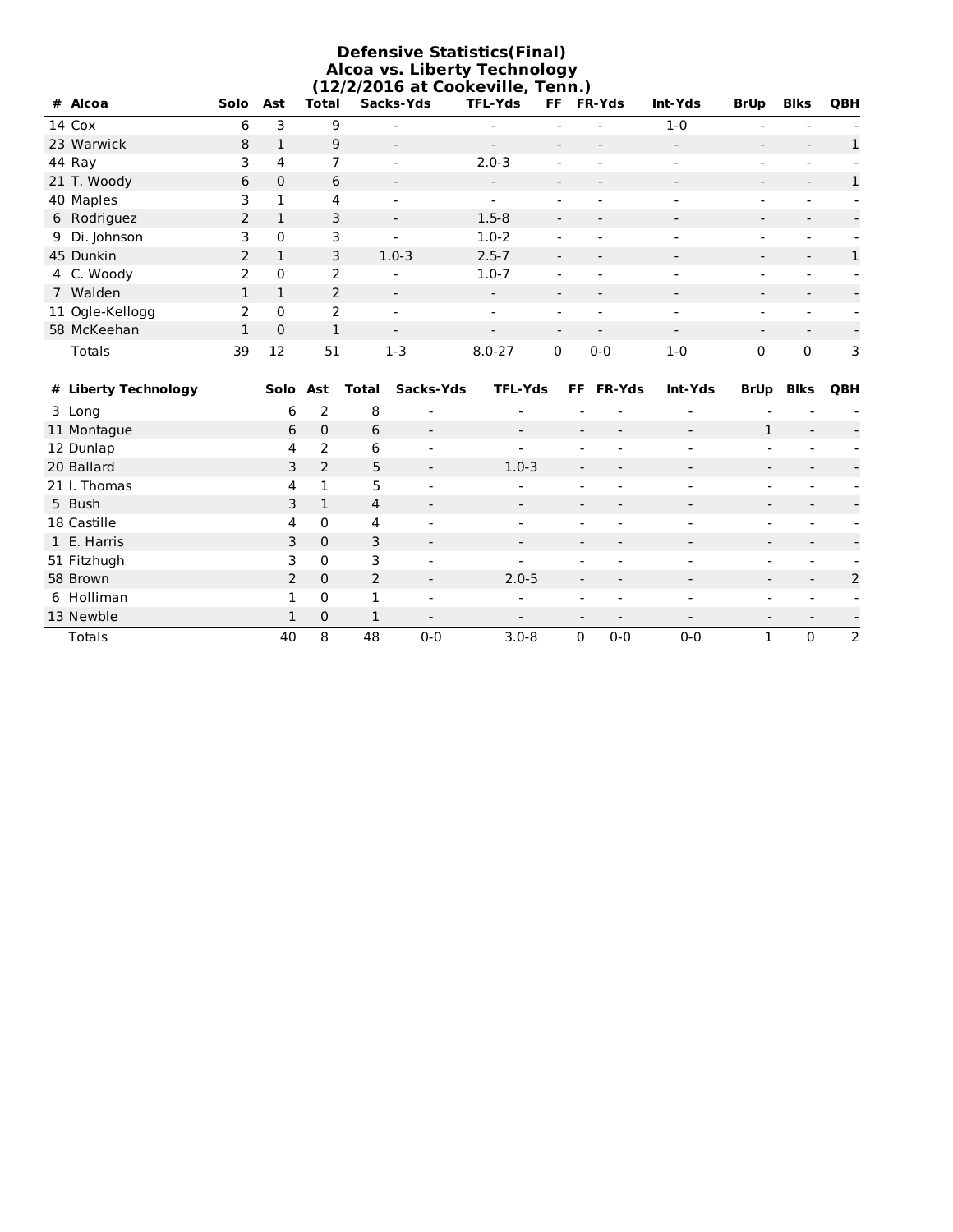# Defensive Statistics(Final)
## Alcoa vs. Liberty Technology
### (12/2/2016 at Cookeville, Tenn.)

| # Alcoa | Solo | Ast | Total | Sacks-Yds | TFL-Yds | FF | FR-Yds | Int-Yds | BrUp | Blks | QBH |
|---|---|---|---|---|---|---|---|---|---|---|---|
| 14 Cox | 6 | 3 | 9 | - | - | - | - | 1-0 | - | - | - |
| 23 Warwick | 8 | 1 | 9 | - | - | - | - | - | - | - | 1 |
| 44 Ray | 3 | 4 | 7 | - | 2.0-3 | - | - | - | - | - | - |
| 21 T. Woody | 6 | 0 | 6 | - | - | - | - | - | - | - | 1 |
| 40 Maples | 3 | 1 | 4 | - | - | - | - | - | - | - | - |
| 6 Rodriguez | 2 | 1 | 3 | - | 1.5-8 | - | - | - | - | - | - |
| 9 Di. Johnson | 3 | 0 | 3 | - | 1.0-2 | - | - | - | - | - | - |
| 45 Dunkin | 2 | 1 | 3 | 1.0-3 | 2.5-7 | - | - | - | - | - | 1 |
| 4 C. Woody | 2 | 0 | 2 | - | 1.0-7 | - | - | - | - | - | - |
| 7 Walden | 1 | 1 | 2 | - | - | - | - | - | - | - | - |
| 11 Ogle-Kellogg | 2 | 0 | 2 | - | - | - | - | - | - | - | - |
| 58 McKeehan | 1 | 0 | 1 | - | - | - | - | - | - | - | - |
| Totals | 39 | 12 | 51 | 1-3 | 8.0-27 | 0 | 0-0 | 1-0 | 0 | 0 | 3 |

| # Liberty Technology | Solo | Ast | Total | Sacks-Yds | TFL-Yds | FF | FR-Yds | Int-Yds | BrUp | Blks | QBH |
|---|---|---|---|---|---|---|---|---|---|---|---|
| 3 Long | 6 | 2 | 8 | - | - | - | - | - | - | - | - |
| 11 Montague | 6 | 0 | 6 | - | - | - | - | - | 1 | - | - |
| 12 Dunlap | 4 | 2 | 6 | - | - | - | - | - | - | - | - |
| 20 Ballard | 3 | 2 | 5 | - | 1.0-3 | - | - | - | - | - | - |
| 21 I. Thomas | 4 | 1 | 5 | - | - | - | - | - | - | - | - |
| 5 Bush | 3 | 1 | 4 | - | - | - | - | - | - | - | - |
| 18 Castille | 4 | 0 | 4 | - | - | - | - | - | - | - | - |
| 1 E. Harris | 3 | 0 | 3 | - | - | - | - | - | - | - | - |
| 51 Fitzhugh | 3 | 0 | 3 | - | - | - | - | - | - | - | - |
| 58 Brown | 2 | 0 | 2 | - | 2.0-5 | - | - | - | - | - | 2 |
| 6 Holliman | 1 | 0 | 1 | - | - | - | - | - | - | - | - |
| 13 Newble | 1 | 0 | 1 | - | - | - | - | - | - | - | - |
| Totals | 40 | 8 | 48 | 0-0 | 3.0-8 | 0 | 0-0 | 0-0 | 1 | 0 | 2 |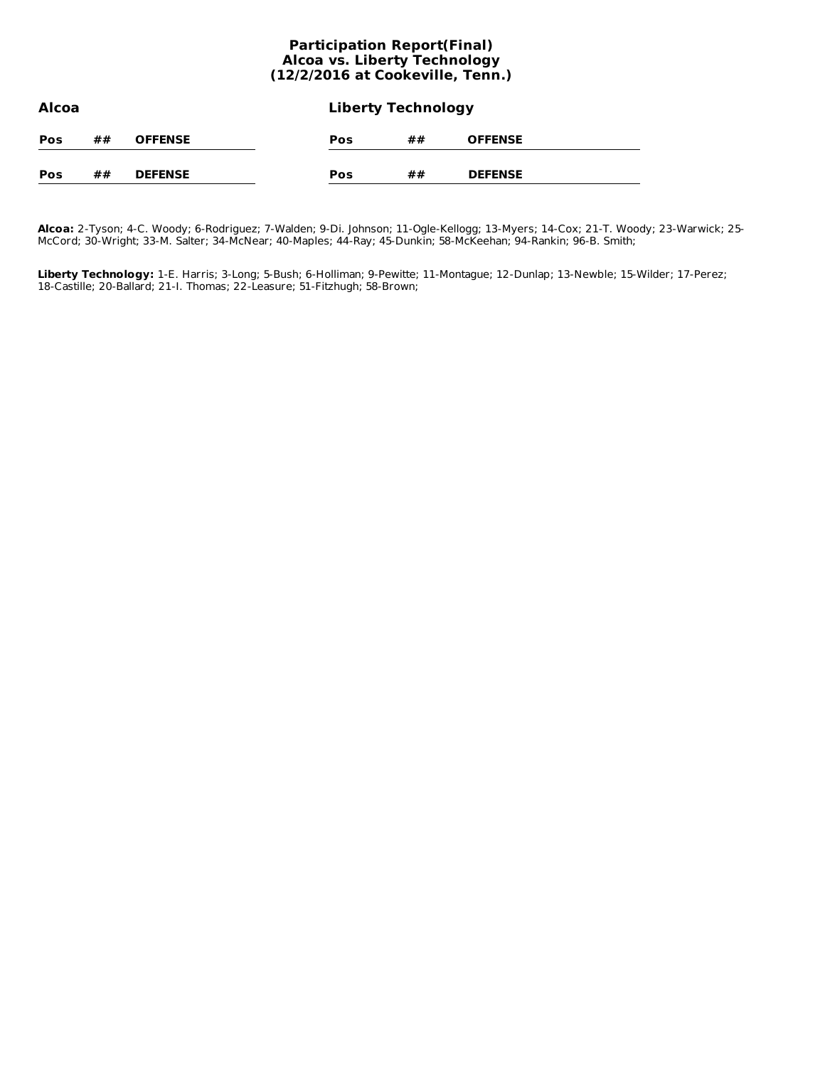# Participation Report(Final)
## Alcoa vs. Liberty Technology
## (12/2/2016 at Cookeville, Tenn.)

**Alcoa**

| Pos | ## | OFFENSE |
| --- | --- | --- |

| Pos | ## | DEFENSE |
| --- | --- | --- |

**Liberty Technology**

| Pos | ## | OFFENSE |
| --- | --- | --- |

| Pos | ## | DEFENSE |
| --- | --- | --- |

**Alcoa:** 2-Tyson; 4-C. Woody; 6-Rodriguez; 7-Walden; 9-Di. Johnson; 11-Ogle-Kellogg; 13-Myers; 14-Cox; 21-T. Woody; 23-Warwick; 25-McCord; 30-Wright; 33-M. Salter; 34-McNear; 40-Maples; 44-Ray; 45-Dunkin; 58-McKeehan; 94-Rankin; 96-B. Smith;

**Liberty Technology:** 1-E. Harris; 3-Long; 5-Bush; 6-Holliman; 9-Pewitte; 11-Montague; 12-Dunlap; 13-Newble; 15-Wilder; 17-Perez; 18-Castille; 20-Ballard; 21-I. Thomas; 22-Leasure; 51-Fitzhugh; 58-Brown;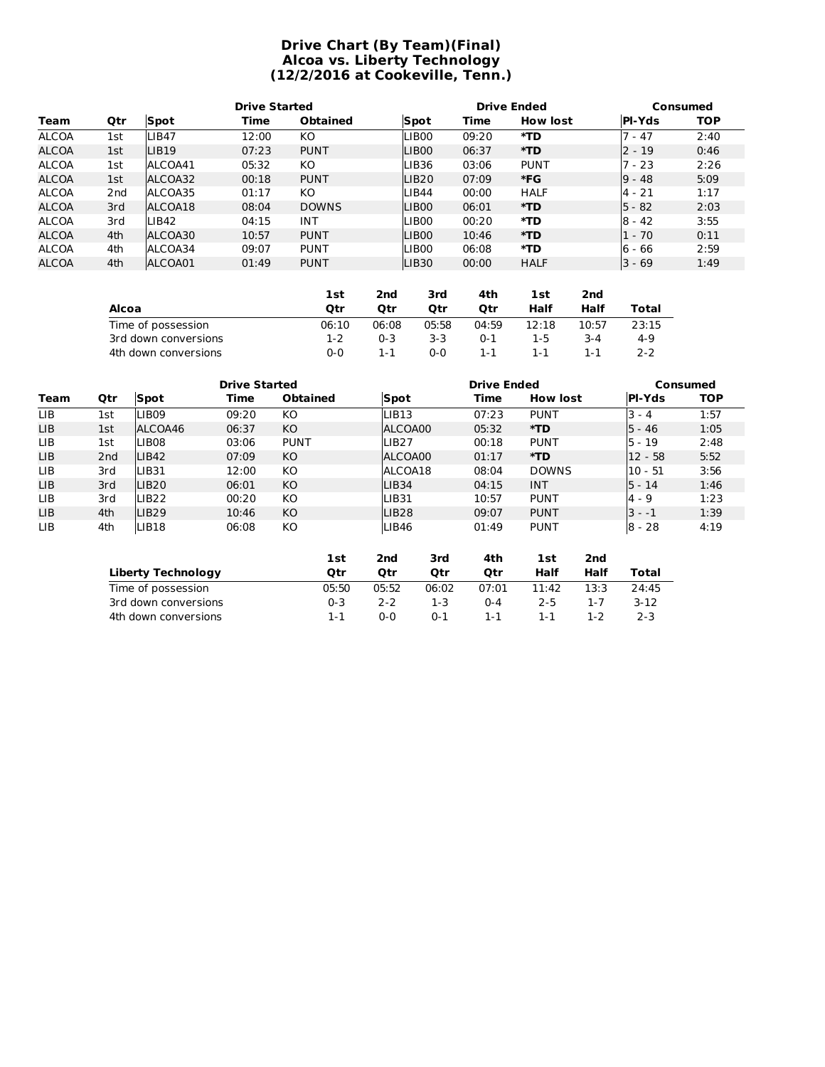# Drive Chart (By Team)(Final)
## Alcoa vs. Liberty Technology
## (12/2/2016 at Cookeville, Tenn.)

| | | Drive Started | | | Drive Ended | | | Consumed | |
|---|---|---|---|---|---|---|---|---|---|
| **Team** | **Qtr** | **Spot** | **Time** | **Obtained** | **Spot** | **Time** | **How lost** | **Pl-Yds** | **TOP** |
| ALCOA | 1st | LIB47 | 12:00 | KO | LIB00 | 09:20 | ***TD** | 7 - 47 | 2:40 |
| ALCOA | 1st | LIB19 | 07:23 | PUNT | LIB00 | 06:37 | ***TD** | 2 - 19 | 0:46 |
| ALCOA | 1st | ALCOA41 | 05:32 | KO | LIB36 | 03:06 | PUNT | 7 - 23 | 2:26 |
| ALCOA | 1st | ALCOA32 | 00:18 | PUNT | LIB20 | 07:09 | ***FG** | 9 - 48 | 5:09 |
| ALCOA | 2nd | ALCOA35 | 01:17 | KO | LIB44 | 00:00 | HALF | 4 - 21 | 1:17 |
| ALCOA | 3rd | ALCOA18 | 08:04 | DOWNS | LIB00 | 06:01 | ***TD** | 5 - 82 | 2:03 |
| ALCOA | 3rd | LIB42 | 04:15 | INT | LIB00 | 00:20 | ***TD** | 8 - 42 | 3:55 |
| ALCOA | 4th | ALCOA30 | 10:57 | PUNT | LIB00 | 10:46 | ***TD** | 1 - 70 | 0:11 |
| ALCOA | 4th | ALCOA34 | 09:07 | PUNT | LIB00 | 06:08 | ***TD** | 6 - 66 | 2:59 |
| ALCOA | 4th | ALCOA01 | 01:49 | PUNT | LIB30 | 00:00 | HALF | 3 - 69 | 1:49 |

| Alcoa | 1st Qtr | 2nd Qtr | 3rd Qtr | 4th Qtr | 1st Half | 2nd Half | Total |
|---|---|---|---|---|---|---|---|
| Time of possession | 06:10 | 06:08 | 05:58 | 04:59 | 12:18 | 10:57 | 23:15 |
| 3rd down conversions | 1-2 | 0-3 | 3-3 | 0-1 | 1-5 | 3-4 | 4-9 |
| 4th down conversions | 0-0 | 1-1 | 0-0 | 1-1 | 1-1 | 1-1 | 2-2 |

| | | Drive Started | | | Drive Ended | | | Consumed | |
|---|---|---|---|---|---|---|---|---|---|
| **Team** | **Qtr** | **Spot** | **Time** | **Obtained** | **Spot** | **Time** | **How lost** | **Pl-Yds** | **TOP** |
| LIB | 1st | LIB09 | 09:20 | KO | LIB13 | 07:23 | PUNT | 3 - 4 | 1:57 |
| LIB | 1st | ALCOA46 | 06:37 | KO | ALCOA00 | 05:32 | ***TD** | 5 - 46 | 1:05 |
| LIB | 1st | LIB08 | 03:06 | PUNT | LIB27 | 00:18 | PUNT | 5 - 19 | 2:48 |
| LIB | 2nd | LIB42 | 07:09 | KO | ALCOA00 | 01:17 | ***TD** | 12 - 58 | 5:52 |
| LIB | 3rd | LIB31 | 12:00 | KO | ALCOA18 | 08:04 | DOWNS | 10 - 51 | 3:56 |
| LIB | 3rd | LIB20 | 06:01 | KO | LIB34 | 04:15 | INT | 5 - 14 | 1:46 |
| LIB | 3rd | LIB22 | 00:20 | KO | LIB31 | 10:57 | PUNT | 4 - 9 | 1:23 |
| LIB | 4th | LIB29 | 10:46 | KO | LIB28 | 09:07 | PUNT | 3 - -1 | 1:39 |
| LIB | 4th | LIB18 | 06:08 | KO | LIB46 | 01:49 | PUNT | 8 - 28 | 4:19 |

| Liberty Technology | 1st Qtr | 2nd Qtr | 3rd Qtr | 4th Qtr | 1st Half | 2nd Half | Total |
|---|---|---|---|---|---|---|---|
| Time of possession | 05:50 | 05:52 | 06:02 | 07:01 | 11:42 | 13:3 | 24:45 |
| 3rd down conversions | 0-3 | 2-2 | 1-3 | 0-4 | 2-5 | 1-7 | 3-12 |
| 4th down conversions | 1-1 | 0-0 | 0-1 | 1-1 | 1-1 | 1-2 | 2-3 |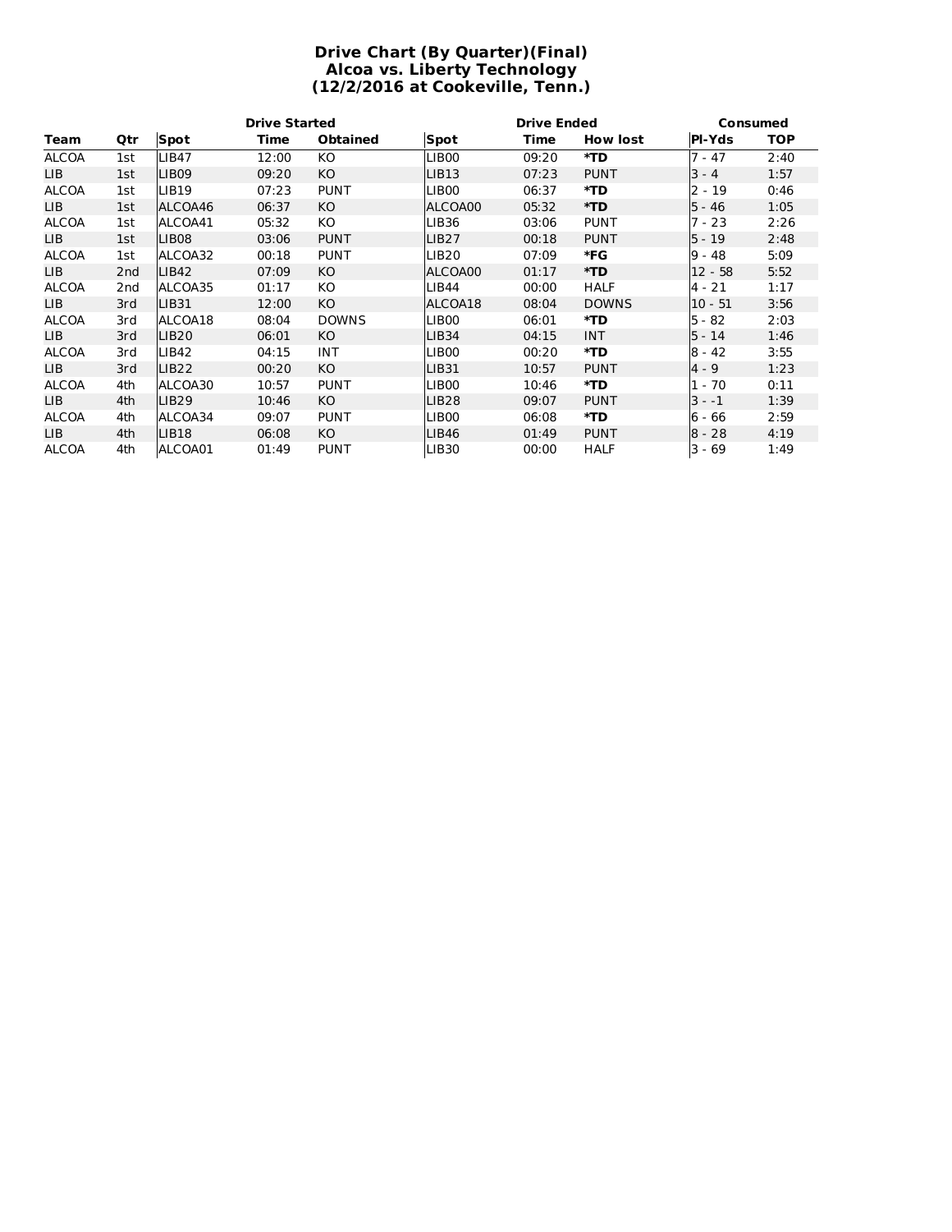# Drive Chart (By Quarter)(Final)
## Alcoa vs. Liberty Technology
## (12/2/2016 at Cookeville, Tenn.)

| | | Drive Started | | | Drive Ended | | | Consumed | |
|---|---|---|---|---|---|---|---|---|---|
| Team | Qtr | Spot | Time | Obtained | Spot | Time | How lost | Pl-Yds | TOP |
| ALCOA | 1st | LIB47 | 12:00 | KO | LIB00 | 09:20 | *TD | 7 - 47 | 2:40 |
| LIB | 1st | LIB09 | 09:20 | KO | LIB13 | 07:23 | PUNT | 3 - 4 | 1:57 |
| ALCOA | 1st | LIB19 | 07:23 | PUNT | LIB00 | 06:37 | *TD | 2 - 19 | 0:46 |
| LIB | 1st | ALCOA46 | 06:37 | KO | ALCOA00 | 05:32 | *TD | 5 - 46 | 1:05 |
| ALCOA | 1st | ALCOA41 | 05:32 | KO | LIB36 | 03:06 | PUNT | 7 - 23 | 2:26 |
| LIB | 1st | LIB08 | 03:06 | PUNT | LIB27 | 00:18 | PUNT | 5 - 19 | 2:48 |
| ALCOA | 1st | ALCOA32 | 00:18 | PUNT | LIB20 | 07:09 | *FG | 9 - 48 | 5:09 |
| LIB | 2nd | LIB42 | 07:09 | KO | ALCOA00 | 01:17 | *TD | 12 - 58 | 5:52 |
| ALCOA | 2nd | ALCOA35 | 01:17 | KO | LIB44 | 00:00 | HALF | 4 - 21 | 1:17 |
| LIB | 3rd | LIB31 | 12:00 | KO | ALCOA18 | 08:04 | DOWNS | 10 - 51 | 3:56 |
| ALCOA | 3rd | ALCOA18 | 08:04 | DOWNS | LIB00 | 06:01 | *TD | 5 - 82 | 2:03 |
| LIB | 3rd | LIB20 | 06:01 | KO | LIB34 | 04:15 | INT | 5 - 14 | 1:46 |
| ALCOA | 3rd | LIB42 | 04:15 | INT | LIB00 | 00:20 | *TD | 8 - 42 | 3:55 |
| LIB | 3rd | LIB22 | 00:20 | KO | LIB31 | 10:57 | PUNT | 4 - 9 | 1:23 |
| ALCOA | 4th | ALCOA30 | 10:57 | PUNT | LIB00 | 10:46 | *TD | 1 - 70 | 0:11 |
| LIB | 4th | LIB29 | 10:46 | KO | LIB28 | 09:07 | PUNT | 3 - -1 | 1:39 |
| ALCOA | 4th | ALCOA34 | 09:07 | PUNT | LIB00 | 06:08 | *TD | 6 - 66 | 2:59 |
| LIB | 4th | LIB18 | 06:08 | KO | LIB46 | 01:49 | PUNT | 8 - 28 | 4:19 |
| ALCOA | 4th | ALCOA01 | 01:49 | PUNT | LIB30 | 00:00 | HALF | 3 - 69 | 1:49 |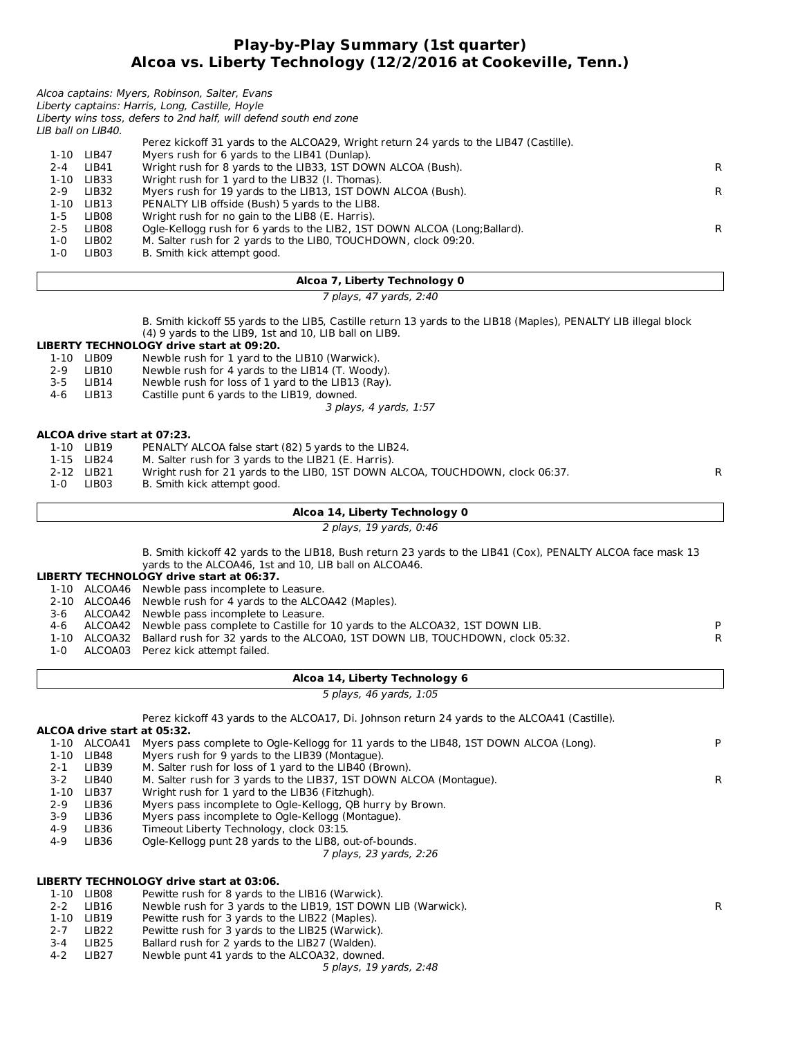# Play-by-Play Summary (1st quarter)
## Alcoa vs. Liberty Technology (12/2/2016 at Cookeville, Tenn.)

*Alcoa captains: Myers, Robinson, Salter, Evans*
*Liberty captains: Harris, Long, Castille, Hoyle*
*Liberty wins toss, defers to 2nd half, will defend south end zone*
*LIB ball on LIB40.*

| | | | |
|---|---|---|---|
| | | Perez kickoff 31 yards to the ALCOA29, Wright return 24 yards to the LIB47 (Castille). | |
| 1-10 | LIB47 | Myers rush for 6 yards to the LIB41 (Dunlap). | |
| 2-4 | LIB41 | Wright rush for 8 yards to the LIB33, 1ST DOWN ALCOA (Bush). | R |
| 1-10 | LIB33 | Wright rush for 1 yard to the LIB32 (I. Thomas). | |
| 2-9 | LIB32 | Myers rush for 19 yards to the LIB13, 1ST DOWN ALCOA (Bush). | R |
| 1-10 | LIB13 | PENALTY LIB offside (Bush) 5 yards to the LIB8. | |
| 1-5 | LIB08 | Wright rush for no gain to the LIB8 (E. Harris). | |
| 2-5 | LIB08 | Ogle-Kellogg rush for 6 yards to the LIB2, 1ST DOWN ALCOA (Long;Ballard). | R |
| 1-0 | LIB02 | M. Salter rush for 2 yards to the LIB0, TOUCHDOWN, clock 09:20. | |
| 1-0 | LIB03 | B. Smith kick attempt good. | |

**Alcoa 7, Liberty Technology 0**

*7 plays, 47 yards, 2:40*

B. Smith kickoff 55 yards to the LIB5, Castille return 13 yards to the LIB18 (Maples), PENALTY LIB illegal block (4) 9 yards to the LIB9, 1st and 10, LIB ball on LIB9.

**LIBERTY TECHNOLOGY drive start at 09:20.**

| | | | |
|---|---|---|---|
| 1-10 | LIB09 | Newble rush for 1 yard to the LIB10 (Warwick). | |
| 2-9 | LIB10 | Newble rush for 4 yards to the LIB14 (T. Woody). | |
| 3-5 | LIB14 | Newble rush for loss of 1 yard to the LIB13 (Ray). | |
| 4-6 | LIB13 | Castille punt 6 yards to the LIB19, downed. | |

*3 plays, 4 yards, 1:57*

**ALCOA drive start at 07:23.**

| | | | |
|---|---|---|---|
| 1-10 | LIB19 | PENALTY ALCOA false start (82) 5 yards to the LIB24. | |
| 1-15 | LIB24 | M. Salter rush for 3 yards to the LIB21 (E. Harris). | |
| 2-12 | LIB21 | Wright rush for 21 yards to the LIB0, 1ST DOWN ALCOA, TOUCHDOWN, clock 06:37. | R |
| 1-0 | LIB03 | B. Smith kick attempt good. | |

**Alcoa 14, Liberty Technology 0**

*2 plays, 19 yards, 0:46*

B. Smith kickoff 42 yards to the LIB18, Bush return 23 yards to the LIB41 (Cox), PENALTY ALCOA face mask 13 yards to the ALCOA46, 1st and 10, LIB ball on ALCOA46.

**LIBERTY TECHNOLOGY drive start at 06:37.**

| | | | |
|---|---|---|---|
| 1-10 | ALCOA46 | Newble pass incomplete to Leasure. | |
| 2-10 | ALCOA46 | Newble rush for 4 yards to the ALCOA42 (Maples). | |
| 3-6 | ALCOA42 | Newble pass incomplete to Leasure. | |
| 4-6 | ALCOA42 | Newble pass complete to Castille for 10 yards to the ALCOA32, 1ST DOWN LIB. | P |
| 1-10 | ALCOA32 | Ballard rush for 32 yards to the ALCOA0, 1ST DOWN LIB, TOUCHDOWN, clock 05:32. | R |
| 1-0 | ALCOA03 | Perez kick attempt failed. | |

**Alcoa 14, Liberty Technology 6**

*5 plays, 46 yards, 1:05*

Perez kickoff 43 yards to the ALCOA17, Di. Johnson return 24 yards to the ALCOA41 (Castille).

**ALCOA drive start at 05:32.**

| | | | |
|---|---|---|---|
| 1-10 | ALCOA41 | Myers pass complete to Ogle-Kellogg for 11 yards to the LIB48, 1ST DOWN ALCOA (Long). | P |
| 1-10 | LIB48 | Myers rush for 9 yards to the LIB39 (Montague). | |
| 2-1 | LIB39 | M. Salter rush for loss of 1 yard to the LIB40 (Brown). | |
| 3-2 | LIB40 | M. Salter rush for 3 yards to the LIB37, 1ST DOWN ALCOA (Montague). | R |
| 1-10 | LIB37 | Wright rush for 1 yard to the LIB36 (Fitzhugh). | |
| 2-9 | LIB36 | Myers pass incomplete to Ogle-Kellogg, QB hurry by Brown. | |
| 3-9 | LIB36 | Myers pass incomplete to Ogle-Kellogg (Montague). | |
| 4-9 | LIB36 | Timeout Liberty Technology, clock 03:15. | |
| 4-9 | LIB36 | Ogle-Kellogg punt 28 yards to the LIB8, out-of-bounds. | |

*7 plays, 23 yards, 2:26*

**LIBERTY TECHNOLOGY drive start at 03:06.**

| | | | |
|---|---|---|---|
| 1-10 | LIB08 | Pewitte rush for 8 yards to the LIB16 (Warwick). | |
| 2-2 | LIB16 | Newble rush for 3 yards to the LIB19, 1ST DOWN LIB (Warwick). | R |
| 1-10 | LIB19 | Pewitte rush for 3 yards to the LIB22 (Maples). | |
| 2-7 | LIB22 | Pewitte rush for 3 yards to the LIB25 (Warwick). | |
| 3-4 | LIB25 | Ballard rush for 2 yards to the LIB27 (Walden). | |
| 4-2 | LIB27 | Newble punt 41 yards to the ALCOA32, downed. | |

*5 plays, 19 yards, 2:48*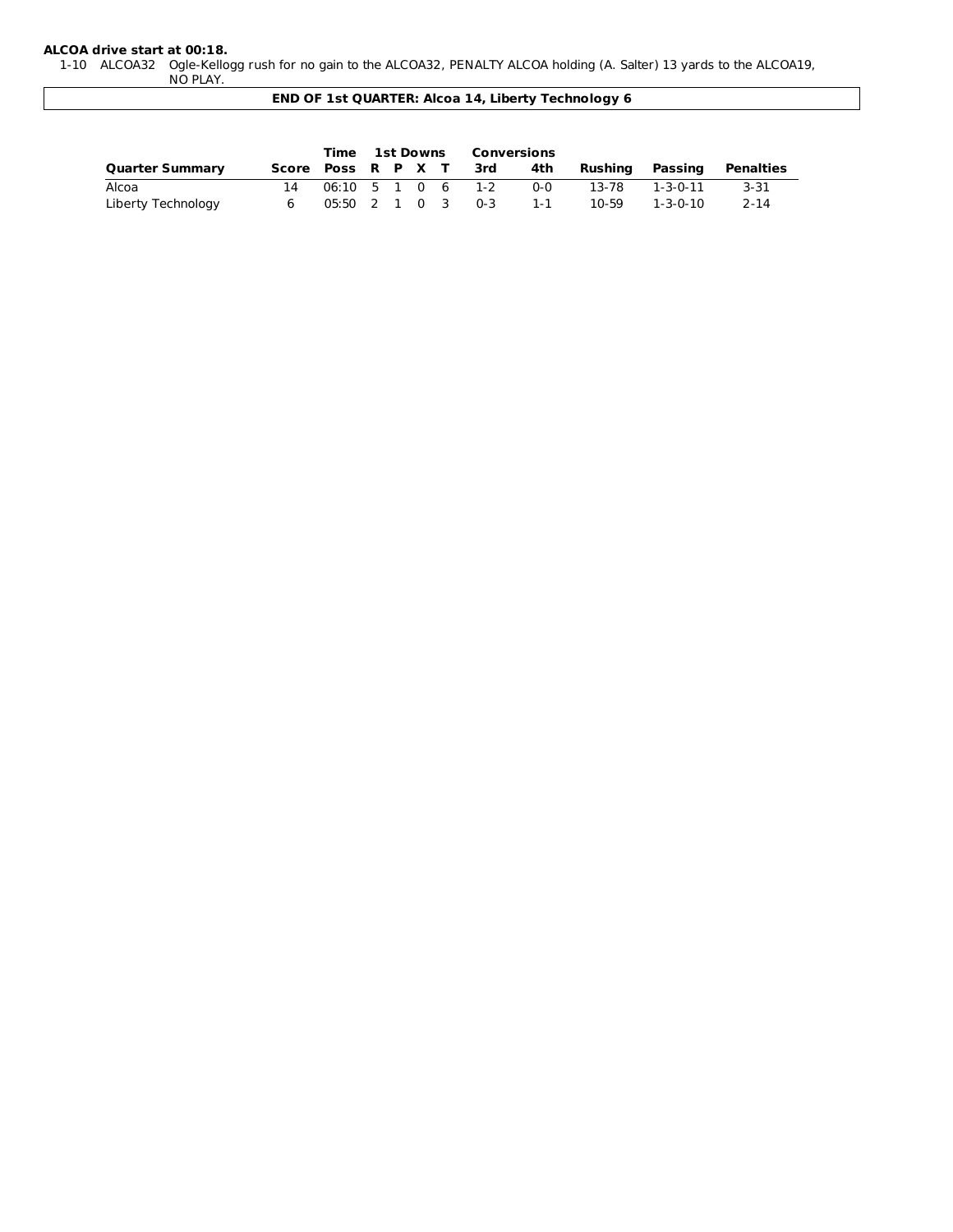**ALCOA drive start at 00:18.**

1-10 ALCOA32 Ogle-Kellogg rush for no gain to the ALCOA32, PENALTY ALCOA holding (A. Salter) 13 yards to the ALCOA19, NO PLAY.

**END OF 1st QUARTER: Alcoa 14, Liberty Technology 6**

| Quarter Summary | Score | Time Poss | 1st Downs R | P | X | T | Conversions 3rd | 4th | Rushing | Passing | Penalties |
|---|---|---|---|---|---|---|---|---|---|---|---|
| Alcoa | 14 | 06:10 | 5 | 1 | 0 | 6 | 1-2 | 0-0 | 13-78 | 1-3-0-11 | 3-31 |
| Liberty Technology | 6 | 05:50 | 2 | 1 | 0 | 3 | 0-3 | 1-1 | 10-59 | 1-3-0-10 | 2-14 |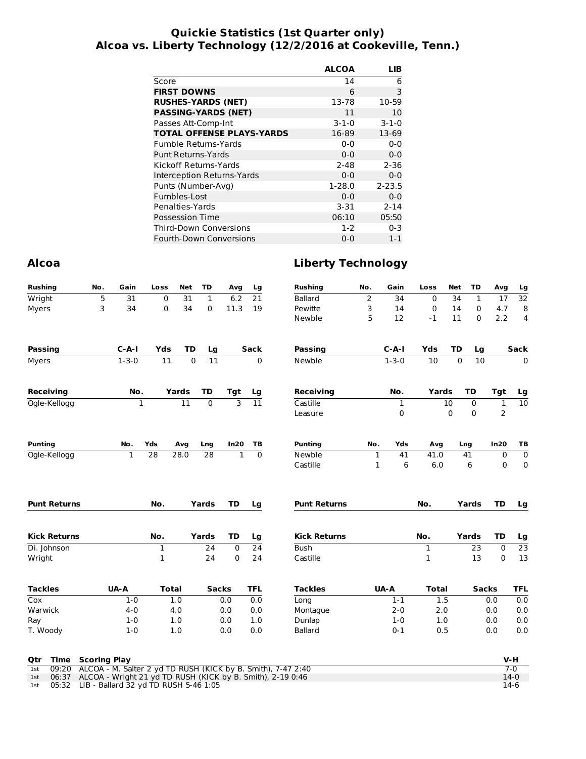# Quickie Statistics (1st Quarter only)
# Alcoa vs. Liberty Technology (12/2/2016 at Cookeville, Tenn.)

| | ALCOA | LIB |
|---|---|---|
| Score | 14 | 6 |
| **FIRST DOWNS** | 6 | 3 |
| **RUSHES-YARDS (NET)** | 13-78 | 10-59 |
| **PASSING-YARDS (NET)** | 11 | 10 |
| Passes Att-Comp-Int | 3-1-0 | 3-1-0 |
| **TOTAL OFFENSE PLAYS-YARDS** | 16-89 | 13-69 |
| Fumble Returns-Yards | 0-0 | 0-0 |
| Punt Returns-Yards | 0-0 | 0-0 |
| Kickoff Returns-Yards | 2-48 | 2-36 |
| Interception Returns-Yards | 0-0 | 0-0 |
| Punts (Number-Avg) | 1-28.0 | 2-23.5 |
| Fumbles-Lost | 0-0 | 0-0 |
| Penalties-Yards | 3-31 | 2-14 |
| Possession Time | 06:10 | 05:50 |
| Third-Down Conversions | 1-2 | 0-3 |
| Fourth-Down Conversions | 0-0 | 1-1 |

## Alcoa

| Rushing | No. | Gain | Loss | Net | TD | Avg | Lg |
|---|---|---|---|---|---|---|---|
| Wright | 5 | 31 | 0 | 31 | 1 | 6.2 | 21 |
| Myers | 3 | 34 | 0 | 34 | 0 | 11.3 | 19 |

| Passing | C-A-I | Yds | TD | Lg | Sack |
|---|---|---|---|---|---|
| Myers | 1-3-0 | 11 | 0 | 11 | 0 |

| Receiving | No. | Yards | TD | Tgt | Lg |
|---|---|---|---|---|---|
| Ogle-Kellogg | 1 | 11 | 0 | 3 | 11 |

| Punting | No. | Yds | Avg | Lng | In20 | TB |
|---|---|---|---|---|---|---|
| Ogle-Kellogg | 1 | 28 | 28.0 | 28 | 1 | 0 |

| Punt Returns | No. | Yards | TD | Lg |
|---|---|---|---|---|

| Kick Returns | No. | Yards | TD | Lg |
|---|---|---|---|---|
| Di. Johnson | 1 | 24 | 0 | 24 |
| Wright | 1 | 24 | 0 | 24 |

| Tackles | UA-A | Total | Sacks | TFL |
|---|---|---|---|---|
| Cox | 1-0 | 1.0 | 0.0 | 0.0 |
| Warwick | 4-0 | 4.0 | 0.0 | 0.0 |
| Ray | 1-0 | 1.0 | 0.0 | 1.0 |
| T. Woody | 1-0 | 1.0 | 0.0 | 0.0 |

## Liberty Technology

| Rushing | No. | Gain | Loss | Net | TD | Avg | Lg |
|---|---|---|---|---|---|---|---|
| Ballard | 2 | 34 | 0 | 34 | 1 | 17 | 32 |
| Pewitte | 3 | 14 | 0 | 14 | 0 | 4.7 | 8 |
| Newble | 5 | 12 | -1 | 11 | 0 | 2.2 | 4 |

| Passing | C-A-I | Yds | TD | Lg | Sack |
|---|---|---|---|---|---|
| Newble | 1-3-0 | 10 | 0 | 10 | 0 |

| Receiving | No. | Yards | TD | Tgt | Lg |
|---|---|---|---|---|---|
| Castille | 1 | 10 | 0 | 1 | 10 |
| Leasure | 0 | 0 | 0 | 2 | |

| Punting | No. | Yds | Avg | Lng | In20 | TB |
|---|---|---|---|---|---|---|
| Newble | 1 | 41 | 41.0 | 41 | 0 | 0 |
| Castille | 1 | 6 | 6.0 | 6 | 0 | 0 |

| Punt Returns | No. | Yards | TD | Lg |
|---|---|---|---|---|

| Kick Returns | No. | Yards | TD | Lg |
|---|---|---|---|---|
| Bush | 1 | 23 | 0 | 23 |
| Castille | 1 | 13 | 0 | 13 |

| Tackles | UA-A | Total | Sacks | TFL |
|---|---|---|---|---|
| Long | 1-1 | 1.5 | 0.0 | 0.0 |
| Montague | 2-0 | 2.0 | 0.0 | 0.0 |
| Dunlap | 1-0 | 1.0 | 0.0 | 0.0 |
| Ballard | 0-1 | 0.5 | 0.0 | 0.0 |

| Qtr | Time | Scoring Play | V-H |
|---|---|---|---|
| 1st | 09:20 | ALCOA - M. Salter 2 yd TD RUSH (KICK by B. Smith), 7-47 2:40 | 7-0 |
| 1st | 06:37 | ALCOA - Wright 21 yd TD RUSH (KICK by B. Smith), 2-19 0:46 | 14-0 |
| 1st | 05:32 | LIB - Ballard 32 yd TD RUSH 5-46 1:05 | 14-6 |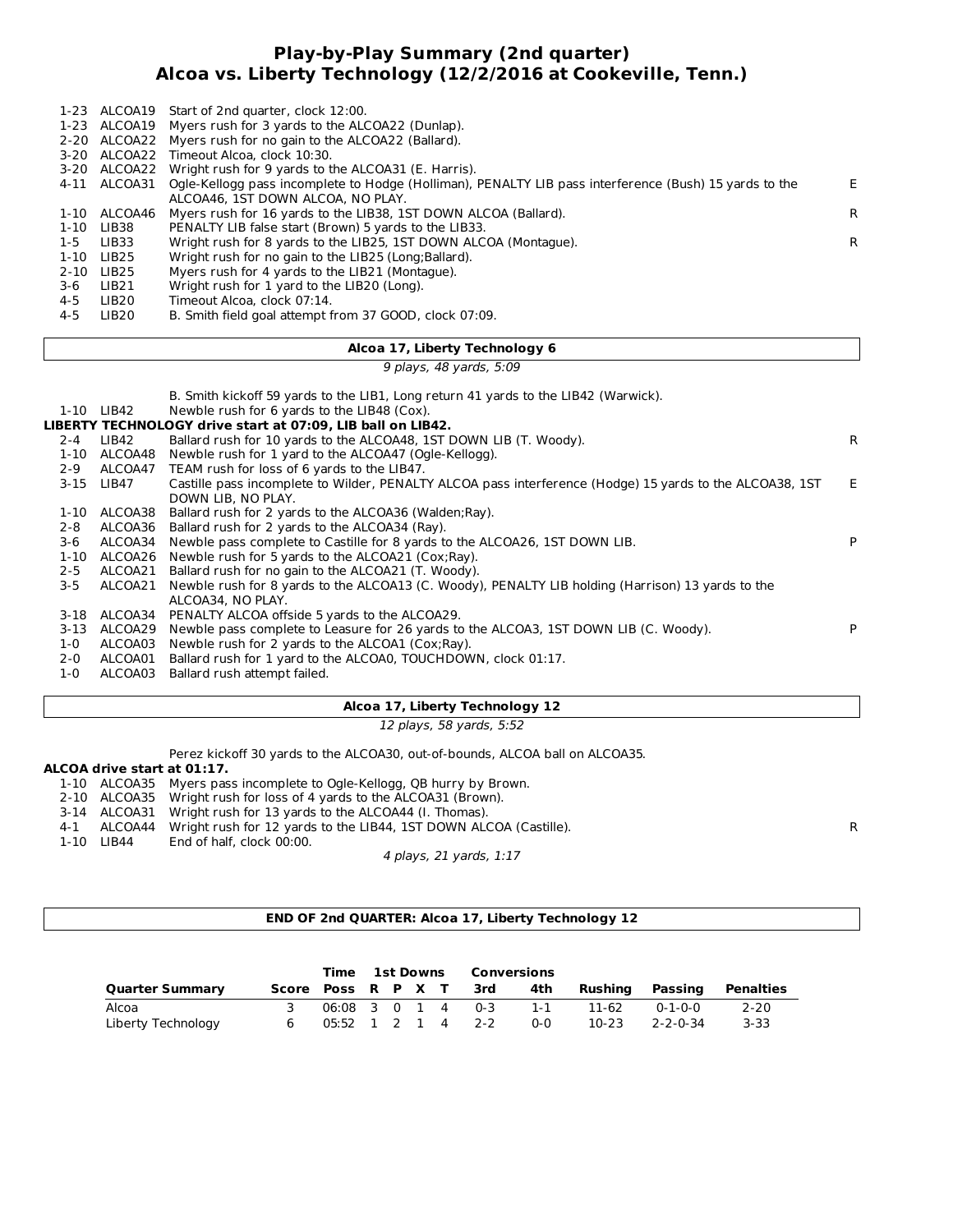# Play-by-Play Summary (2nd quarter)
## Alcoa vs. Liberty Technology (12/2/2016 at Cookeville, Tenn.)

| Down | Spot | Play | |
|---|---|---|---|
| 1-23 | ALCOA19 | Start of 2nd quarter, clock 12:00. | |
| 1-23 | ALCOA19 | Myers rush for 3 yards to the ALCOA22 (Dunlap). | |
| 2-20 | ALCOA22 | Myers rush for no gain to the ALCOA22 (Ballard). | |
| 3-20 | ALCOA22 | Timeout Alcoa, clock 10:30. | |
| 3-20 | ALCOA22 | Wright rush for 9 yards to the ALCOA31 (E. Harris). | |
| 4-11 | ALCOA31 | Ogle-Kellogg pass incomplete to Hodge (Holliman), PENALTY LIB pass interference (Bush) 15 yards to the ALCOA46, 1ST DOWN ALCOA, NO PLAY. | E |
| 1-10 | ALCOA46 | Myers rush for 16 yards to the LIB38, 1ST DOWN ALCOA (Ballard). | R |
| 1-10 | LIB38 | PENALTY LIB false start (Brown) 5 yards to the LIB33. | |
| 1-5 | LIB33 | Wright rush for 8 yards to the LIB25, 1ST DOWN ALCOA (Montague). | R |
| 1-10 | LIB25 | Wright rush for no gain to the LIB25 (Long;Ballard). | |
| 2-10 | LIB25 | Myers rush for 4 yards to the LIB21 (Montague). | |
| 3-6 | LIB21 | Wright rush for 1 yard to the LIB20 (Long). | |
| 4-5 | LIB20 | Timeout Alcoa, clock 07:14. | |
| 4-5 | LIB20 | B. Smith field goal attempt from 37 GOOD, clock 07:09. | |

**Alcoa 17, Liberty Technology 6**

*9 plays, 48 yards, 5:09*

| Down | Spot | Play | |
|---|---|---|---|
| | | B. Smith kickoff 59 yards to the LIB1, Long return 41 yards to the LIB42 (Warwick). | |
| 1-10 | LIB42 | Newble rush for 6 yards to the LIB48 (Cox). | |

**LIBERTY TECHNOLOGY drive start at 07:09, LIB ball on LIB42.**

| Down | Spot | Play | |
|---|---|---|---|
| 2-4 | LIB42 | Ballard rush for 10 yards to the ALCOA48, 1ST DOWN LIB (T. Woody). | R |
| 1-10 | ALCOA48 | Newble rush for 1 yard to the ALCOA47 (Ogle-Kellogg). | |
| 2-9 | ALCOA47 | TEAM rush for loss of 6 yards to the LIB47. | |
| 3-15 | LIB47 | Castille pass incomplete to Wilder, PENALTY ALCOA pass interference (Hodge) 15 yards to the ALCOA38, 1ST DOWN LIB, NO PLAY. | E |
| 1-10 | ALCOA38 | Ballard rush for 2 yards to the ALCOA36 (Walden;Ray). | |
| 2-8 | ALCOA36 | Ballard rush for 2 yards to the ALCOA34 (Ray). | |
| 3-6 | ALCOA34 | Newble pass complete to Castille for 8 yards to the ALCOA26, 1ST DOWN LIB. | P |
| 1-10 | ALCOA26 | Newble rush for 5 yards to the ALCOA21 (Cox;Ray). | |
| 2-5 | ALCOA21 | Ballard rush for no gain to the ALCOA21 (T. Woody). | |
| 3-5 | ALCOA21 | Newble rush for 8 yards to the ALCOA13 (C. Woody), PENALTY LIB holding (Harrison) 13 yards to the ALCOA34, NO PLAY. | |
| 3-18 | ALCOA34 | PENALTY ALCOA offside 5 yards to the ALCOA29. | |
| 3-13 | ALCOA29 | Newble pass complete to Leasure for 26 yards to the ALCOA3, 1ST DOWN LIB (C. Woody). | P |
| 1-0 | ALCOA03 | Newble rush for 2 yards to the ALCOA1 (Cox;Ray). | |
| 2-0 | ALCOA01 | Ballard rush for 1 yard to the ALCOA0, TOUCHDOWN, clock 01:17. | |
| 1-0 | ALCOA03 | Ballard rush attempt failed. | |

**Alcoa 17, Liberty Technology 12**

*12 plays, 58 yards, 5:52*

| Down | Spot | Play | |
|---|---|---|---|
| | | Perez kickoff 30 yards to the ALCOA30, out-of-bounds, ALCOA ball on ALCOA35. | |

**ALCOA drive start at 01:17.**

| Down | Spot | Play | |
|---|---|---|---|
| 1-10 | ALCOA35 | Myers pass incomplete to Ogle-Kellogg, QB hurry by Brown. | |
| 2-10 | ALCOA35 | Wright rush for loss of 4 yards to the ALCOA31 (Brown). | |
| 3-14 | ALCOA31 | Wright rush for 13 yards to the ALCOA44 (I. Thomas). | |
| 4-1 | ALCOA44 | Wright rush for 12 yards to the LIB44, 1ST DOWN ALCOA (Castille). | R |
| 1-10 | LIB44 | End of half, clock 00:00. | |

*4 plays, 21 yards, 1:17*

**END OF 2nd QUARTER: Alcoa 17, Liberty Technology 12**

| Quarter Summary | Score | Time Poss | 1st Downs R | P | X | T | Conversions 3rd | 4th | Rushing | Passing | Penalties |
|---|---|---|---|---|---|---|---|---|---|---|---|
| Alcoa | 3 | 06:08 | 3 | 0 | 1 | 4 | 0-3 | 1-1 | 11-62 | 0-1-0-0 | 2-20 |
| Liberty Technology | 6 | 05:52 | 1 | 2 | 1 | 4 | 2-2 | 0-0 | 10-23 | 2-2-0-34 | 3-33 |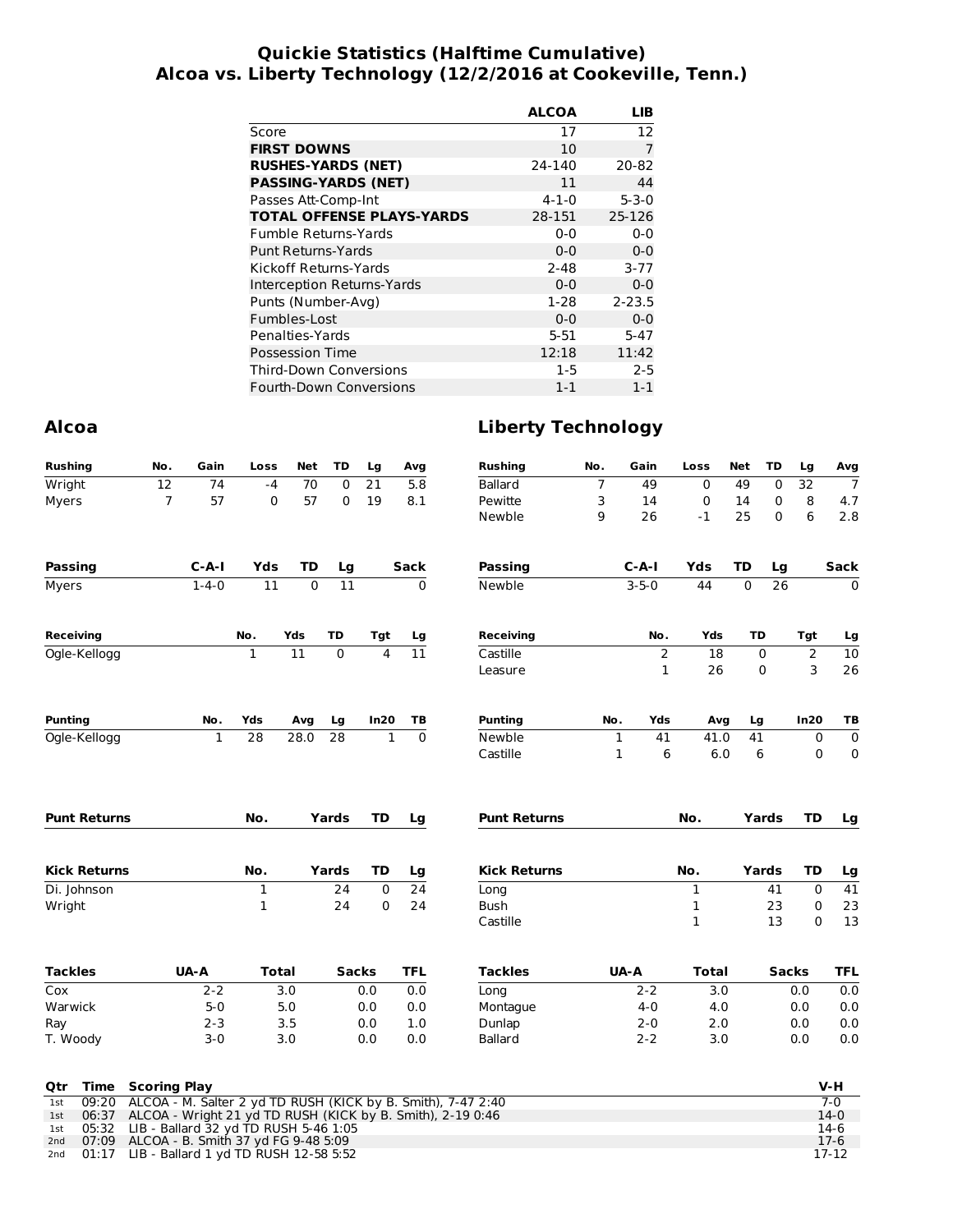# Quickie Statistics (Halftime Cumulative)
## Alcoa vs. Liberty Technology (12/2/2016 at Cookeville, Tenn.)

| | ALCOA | LIB |
|---|---|---|
| Score | 17 | 12 |
| **FIRST DOWNS** | 10 | 7 |
| **RUSHES-YARDS (NET)** | 24-140 | 20-82 |
| **PASSING-YARDS (NET)** | 11 | 44 |
| Passes Att-Comp-Int | 4-1-0 | 5-3-0 |
| **TOTAL OFFENSE PLAYS-YARDS** | 28-151 | 25-126 |
| Fumble Returns-Yards | 0-0 | 0-0 |
| Punt Returns-Yards | 0-0 | 0-0 |
| Kickoff Returns-Yards | 2-48 | 3-77 |
| Interception Returns-Yards | 0-0 | 0-0 |
| Punts (Number-Avg) | 1-28 | 2-23.5 |
| Fumbles-Lost | 0-0 | 0-0 |
| Penalties-Yards | 5-51 | 5-47 |
| Possession Time | 12:18 | 11:42 |
| Third-Down Conversions | 1-5 | 2-5 |
| Fourth-Down Conversions | 1-1 | 1-1 |

## Alcoa

| Rushing | No. | Gain | Loss | Net | TD | Lg | Avg |
|---|---|---|---|---|---|---|---|
| Wright | 12 | 74 | -4 | 70 | 0 | 21 | 5.8 |
| Myers | 7 | 57 | 0 | 57 | 0 | 19 | 8.1 |

| Passing | C-A-I | Yds | TD | Lg | Sack |
|---|---|---|---|---|---|
| Myers | 1-4-0 | 11 | 0 | 11 | 0 |

| Receiving | No. | Yds | TD | Tgt | Lg |
|---|---|---|---|---|---|
| Ogle-Kellogg | 1 | 11 | 0 | 4 | 11 |

| Punting | No. | Yds | Avg | Lg | In20 | TB |
|---|---|---|---|---|---|---|
| Ogle-Kellogg | 1 | 28 | 28.0 | 28 | 1 | 0 |

| Punt Returns | No. | Yards | TD | Lg |
|---|---|---|---|---|

| Kick Returns | No. | Yards | TD | Lg |
|---|---|---|---|---|
| Di. Johnson | 1 | 24 | 0 | 24 |
| Wright | 1 | 24 | 0 | 24 |

| Tackles | UA-A | Total | Sacks | TFL |
|---|---|---|---|---|
| Cox | 2-2 | 3.0 | 0.0 | 0.0 |
| Warwick | 5-0 | 5.0 | 0.0 | 0.0 |
| Ray | 2-3 | 3.5 | 0.0 | 1.0 |
| T. Woody | 3-0 | 3.0 | 0.0 | 0.0 |

## Liberty Technology

| Rushing | No. | Gain | Loss | Net | TD | Lg | Avg |
|---|---|---|---|---|---|---|---|
| Ballard | 7 | 49 | 0 | 49 | 0 | 32 | 7 |
| Pewitte | 3 | 14 | 0 | 14 | 0 | 8 | 4.7 |
| Newble | 9 | 26 | -1 | 25 | 0 | 6 | 2.8 |

| Passing | C-A-I | Yds | TD | Lg | Sack |
|---|---|---|---|---|---|
| Newble | 3-5-0 | 44 | 0 | 26 | 0 |

| Receiving | No. | Yds | TD | Tgt | Lg |
|---|---|---|---|---|---|
| Castille | 2 | 18 | 0 | 2 | 10 |
| Leasure | 1 | 26 | 0 | 3 | 26 |

| Punting | No. | Yds | Avg | Lg | In20 | TB |
|---|---|---|---|---|---|---|
| Newble | 1 | 41 | 41.0 | 41 | 0 | 0 |
| Castille | 1 | 6 | 6.0 | 6 | 0 | 0 |

| Punt Returns | No. | Yards | TD | Lg |
|---|---|---|---|---|

| Kick Returns | No. | Yards | TD | Lg |
|---|---|---|---|---|
| Long | 1 | 41 | 0 | 41 |
| Bush | 1 | 23 | 0 | 23 |
| Castille | 1 | 13 | 0 | 13 |

| Tackles | UA-A | Total | Sacks | TFL |
|---|---|---|---|---|
| Long | 2-2 | 3.0 | 0.0 | 0.0 |
| Montague | 4-0 | 4.0 | 0.0 | 0.0 |
| Dunlap | 2-0 | 2.0 | 0.0 | 0.0 |
| Ballard | 2-2 | 3.0 | 0.0 | 0.0 |

| Qtr | Time | Scoring Play | V-H |
|---|---|---|---|
| 1st | 09:20 | ALCOA - M. Salter 2 yd TD RUSH (KICK by B. Smith), 7-47 2:40 | 7-0 |
| 1st | 06:37 | ALCOA - Wright 21 yd TD RUSH (KICK by B. Smith), 2-19 0:46 | 14-0 |
| 1st | 05:32 | LIB - Ballard 32 yd TD RUSH 5-46 1:05 | 14-6 |
| 2nd | 07:09 | ALCOA - B. Smith 37 yd FG 9-48 5:09 | 17-6 |
| 2nd | 01:17 | LIB - Ballard 1 yd TD RUSH 12-58 5:52 | 17-12 |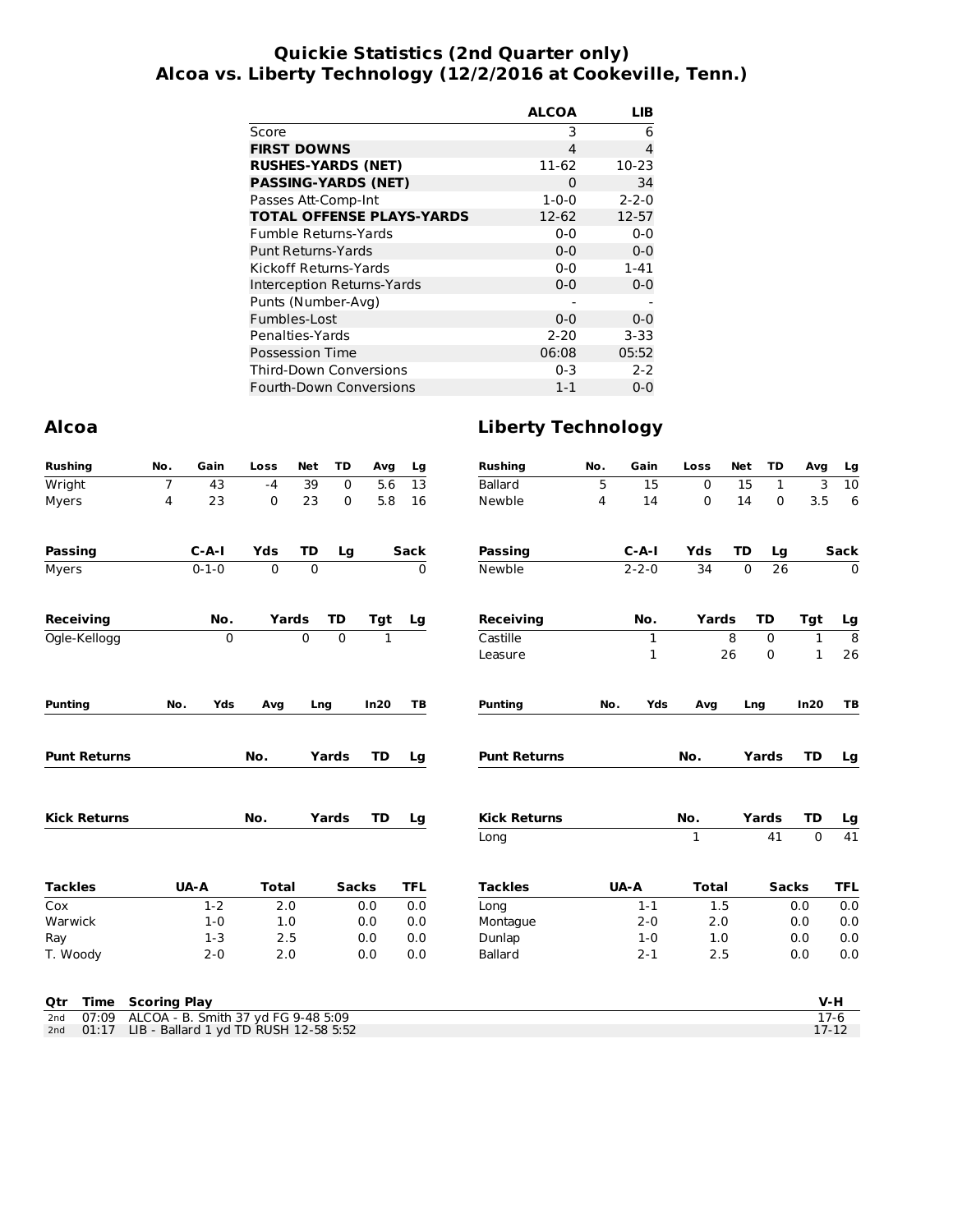# Quickie Statistics (2nd Quarter only)
## Alcoa vs. Liberty Technology (12/2/2016 at Cookeville, Tenn.)

| | ALCOA | LIB |
|---|---|---|
| Score | 3 | 6 |
| **FIRST DOWNS** | 4 | 4 |
| **RUSHES-YARDS (NET)** | 11-62 | 10-23 |
| **PASSING-YARDS (NET)** | 0 | 34 |
| Passes Att-Comp-Int | 1-0-0 | 2-2-0 |
| **TOTAL OFFENSE PLAYS-YARDS** | 12-62 | 12-57 |
| Fumble Returns-Yards | 0-0 | 0-0 |
| Punt Returns-Yards | 0-0 | 0-0 |
| Kickoff Returns-Yards | 0-0 | 1-41 |
| Interception Returns-Yards | 0-0 | 0-0 |
| Punts (Number-Avg) | - | - |
| Fumbles-Lost | 0-0 | 0-0 |
| Penalties-Yards | 2-20 | 3-33 |
| Possession Time | 06:08 | 05:52 |
| Third-Down Conversions | 0-3 | 2-2 |
| Fourth-Down Conversions | 1-1 | 0-0 |

## Alcoa

| Rushing | No. | Gain | Loss | Net | TD | Avg | Lg |
|---|---|---|---|---|---|---|---|
| Wright | 7 | 43 | -4 | 39 | 0 | 5.6 | 13 |
| Myers | 4 | 23 | 0 | 23 | 0 | 5.8 | 16 |

| Passing | C-A-I | Yds | TD | Lg | Sack |
|---|---|---|---|---|---|
| Myers | 0-1-0 | 0 | 0 | | 0 |

| Receiving | No. | Yards | TD | Tgt | Lg |
|---|---|---|---|---|---|
| Ogle-Kellogg | 0 | 0 | 0 | 1 | |

| Punting | No. | Yds | Avg | Lng | In20 | TB |
|---|---|---|---|---|---|---|

| Punt Returns | No. | Yards | TD | Lg |
|---|---|---|---|---|

| Kick Returns | No. | Yards | TD | Lg |
|---|---|---|---|---|

| Tackles | UA-A | Total | Sacks | TFL |
|---|---|---|---|---|
| Cox | 1-2 | 2.0 | 0.0 | 0.0 |
| Warwick | 1-0 | 1.0 | 0.0 | 0.0 |
| Ray | 1-3 | 2.5 | 0.0 | 0.0 |
| T. Woody | 2-0 | 2.0 | 0.0 | 0.0 |

## Liberty Technology

| Rushing | No. | Gain | Loss | Net | TD | Avg | Lg |
|---|---|---|---|---|---|---|---|
| Ballard | 5 | 15 | 0 | 15 | 1 | 3 | 10 |
| Newble | 4 | 14 | 0 | 14 | 0 | 3.5 | 6 |

| Passing | C-A-I | Yds | TD | Lg | Sack |
|---|---|---|---|---|---|
| Newble | 2-2-0 | 34 | 0 | 26 | 0 |

| Receiving | No. | Yards | TD | Tgt | Lg |
|---|---|---|---|---|---|
| Castille | 1 | 8 | 0 | 1 | 8 |
| Leasure | 1 | 26 | 0 | 1 | 26 |

| Punting | No. | Yds | Avg | Lng | In20 | TB |
|---|---|---|---|---|---|---|

| Punt Returns | No. | Yards | TD | Lg |
|---|---|---|---|---|

| Kick Returns | No. | Yards | TD | Lg |
|---|---|---|---|---|
| Long | 1 | 41 | 0 | 41 |

| Tackles | UA-A | Total | Sacks | TFL |
|---|---|---|---|---|
| Long | 1-1 | 1.5 | 0.0 | 0.0 |
| Montague | 2-0 | 2.0 | 0.0 | 0.0 |
| Dunlap | 1-0 | 1.0 | 0.0 | 0.0 |
| Ballard | 2-1 | 2.5 | 0.0 | 0.0 |

| Qtr | Time | Scoring Play | V-H |
|---|---|---|---|
| 2nd | 07:09 | ALCOA - B. Smith 37 yd FG 9-48 5:09 | 17-6 |
| 2nd | 01:17 | LIB - Ballard 1 yd TD RUSH 12-58 5:52 | 17-12 |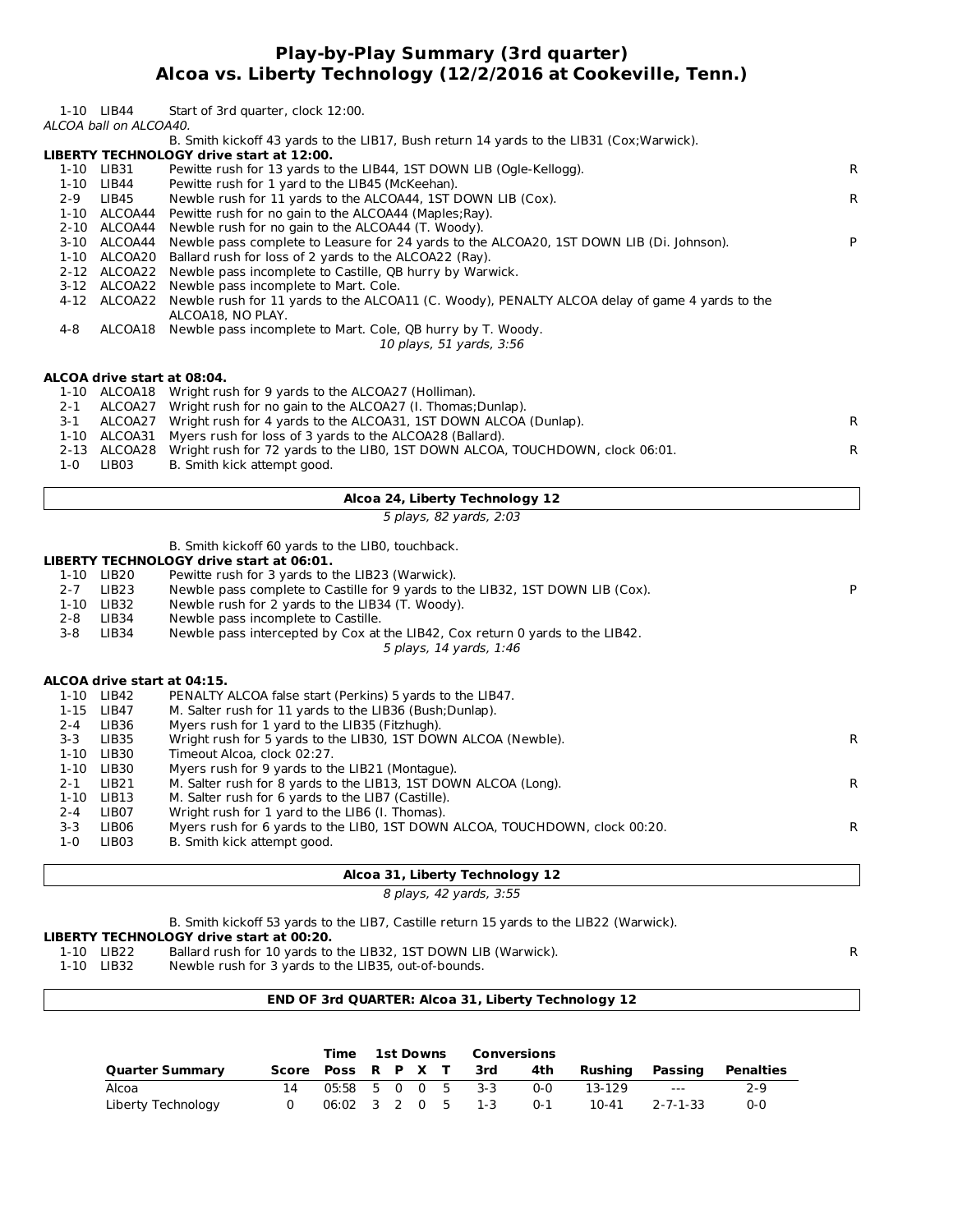# Play-by-Play Summary (3rd quarter)
## Alcoa vs. Liberty Technology (12/2/2016 at Cookeville, Tenn.)

| Down | Spot | Play | |
|---|---|---|---|
| 1-10 | LIB44 | Start of 3rd quarter, clock 12:00. | |

*ALCOA ball on ALCOA40.*

B. Smith kickoff 43 yards to the LIB17, Bush return 14 yards to the LIB31 (Cox;Warwick).

**LIBERTY TECHNOLOGY drive start at 12:00.**

| Down | Spot | Play | |
|---|---|---|---|
| 1-10 | LIB31 | Pewitte rush for 13 yards to the LIB44, 1ST DOWN LIB (Ogle-Kellogg). | R |
| 1-10 | LIB44 | Pewitte rush for 1 yard to the LIB45 (McKeehan). | |
| 2-9 | LIB45 | Newble rush for 11 yards to the ALCOA44, 1ST DOWN LIB (Cox). | R |
| 1-10 | ALCOA44 | Pewitte rush for no gain to the ALCOA44 (Maples;Ray). | |
| 2-10 | ALCOA44 | Newble rush for no gain to the ALCOA44 (T. Woody). | |
| 3-10 | ALCOA44 | Newble pass complete to Leasure for 24 yards to the ALCOA20, 1ST DOWN LIB (Di. Johnson). | P |
| 1-10 | ALCOA20 | Ballard rush for loss of 2 yards to the ALCOA22 (Ray). | |
| 2-12 | ALCOA22 | Newble pass incomplete to Castille, QB hurry by Warwick. | |
| 3-12 | ALCOA22 | Newble pass incomplete to Mart. Cole. | |
| 4-12 | ALCOA22 | Newble rush for 11 yards to the ALCOA11 (C. Woody), PENALTY ALCOA delay of game 4 yards to the ALCOA18, NO PLAY. | |
| 4-8 | ALCOA18 | Newble pass incomplete to Mart. Cole, QB hurry by T. Woody. | |

*10 plays, 51 yards, 3:56*

**ALCOA drive start at 08:04.**

| Down | Spot | Play | |
|---|---|---|---|
| 1-10 | ALCOA18 | Wright rush for 9 yards to the ALCOA27 (Holliman). | |
| 2-1 | ALCOA27 | Wright rush for no gain to the ALCOA27 (I. Thomas;Dunlap). | |
| 3-1 | ALCOA27 | Wright rush for 4 yards to the ALCOA31, 1ST DOWN ALCOA (Dunlap). | R |
| 1-10 | ALCOA31 | Myers rush for loss of 3 yards to the ALCOA28 (Ballard). | |
| 2-13 | ALCOA28 | Wright rush for 72 yards to the LIB0, 1ST DOWN ALCOA, TOUCHDOWN, clock 06:01. | R |
| 1-0 | LIB03 | B. Smith kick attempt good. | |

**Alcoa 24, Liberty Technology 12**

*5 plays, 82 yards, 2:03*

B. Smith kickoff 60 yards to the LIB0, touchback.

**LIBERTY TECHNOLOGY drive start at 06:01.**

| Down | Spot | Play | |
|---|---|---|---|
| 1-10 | LIB20 | Pewitte rush for 3 yards to the LIB23 (Warwick). | |
| 2-7 | LIB23 | Newble pass complete to Castille for 9 yards to the LIB32, 1ST DOWN LIB (Cox). | P |
| 1-10 | LIB32 | Newble rush for 2 yards to the LIB34 (T. Woody). | |
| 2-8 | LIB34 | Newble pass incomplete to Castille. | |
| 3-8 | LIB34 | Newble pass intercepted by Cox at the LIB42, Cox return 0 yards to the LIB42. | |

*5 plays, 14 yards, 1:46*

**ALCOA drive start at 04:15.**

| Down | Spot | Play | |
|---|---|---|---|
| 1-10 | LIB42 | PENALTY ALCOA false start (Perkins) 5 yards to the LIB47. | |
| 1-15 | LIB47 | M. Salter rush for 11 yards to the LIB36 (Bush;Dunlap). | |
| 2-4 | LIB36 | Myers rush for 1 yard to the LIB35 (Fitzhugh). | |
| 3-3 | LIB35 | Wright rush for 5 yards to the LIB30, 1ST DOWN ALCOA (Newble). | R |
| 1-10 | LIB30 | Timeout Alcoa, clock 02:27. | |
| 1-10 | LIB30 | Myers rush for 9 yards to the LIB21 (Montague). | |
| 2-1 | LIB21 | M. Salter rush for 8 yards to the LIB13, 1ST DOWN ALCOA (Long). | R |
| 1-10 | LIB13 | M. Salter rush for 6 yards to the LIB7 (Castille). | |
| 2-4 | LIB07 | Wright rush for 1 yard to the LIB6 (I. Thomas). | |
| 3-3 | LIB06 | Myers rush for 6 yards to the LIB0, 1ST DOWN ALCOA, TOUCHDOWN, clock 00:20. | R |
| 1-0 | LIB03 | B. Smith kick attempt good. | |

**Alcoa 31, Liberty Technology 12**

*8 plays, 42 yards, 3:55*

B. Smith kickoff 53 yards to the LIB7, Castille return 15 yards to the LIB22 (Warwick).

**LIBERTY TECHNOLOGY drive start at 00:20.**

| Down | Spot | Play | |
|---|---|---|---|
| 1-10 | LIB22 | Ballard rush for 10 yards to the LIB32, 1ST DOWN LIB (Warwick). | R |
| 1-10 | LIB32 | Newble rush for 3 yards to the LIB35, out-of-bounds. | |

**END OF 3rd QUARTER: Alcoa 31, Liberty Technology 12**

| Quarter Summary | Score | Time Poss | 1st Downs R | 1st Downs P | 1st Downs X | 1st Downs T | Conversions 3rd | Conversions 4th | Rushing | Passing | Penalties |
|---|---|---|---|---|---|---|---|---|---|---|---|
| Alcoa | 14 | 05:58 | 5 | 0 | 0 | 5 | 3-3 | 0-0 | 13-129 | --- | 2-9 |
| Liberty Technology | 0 | 06:02 | 3 | 2 | 0 | 5 | 1-3 | 0-1 | 10-41 | 2-7-1-33 | 0-0 |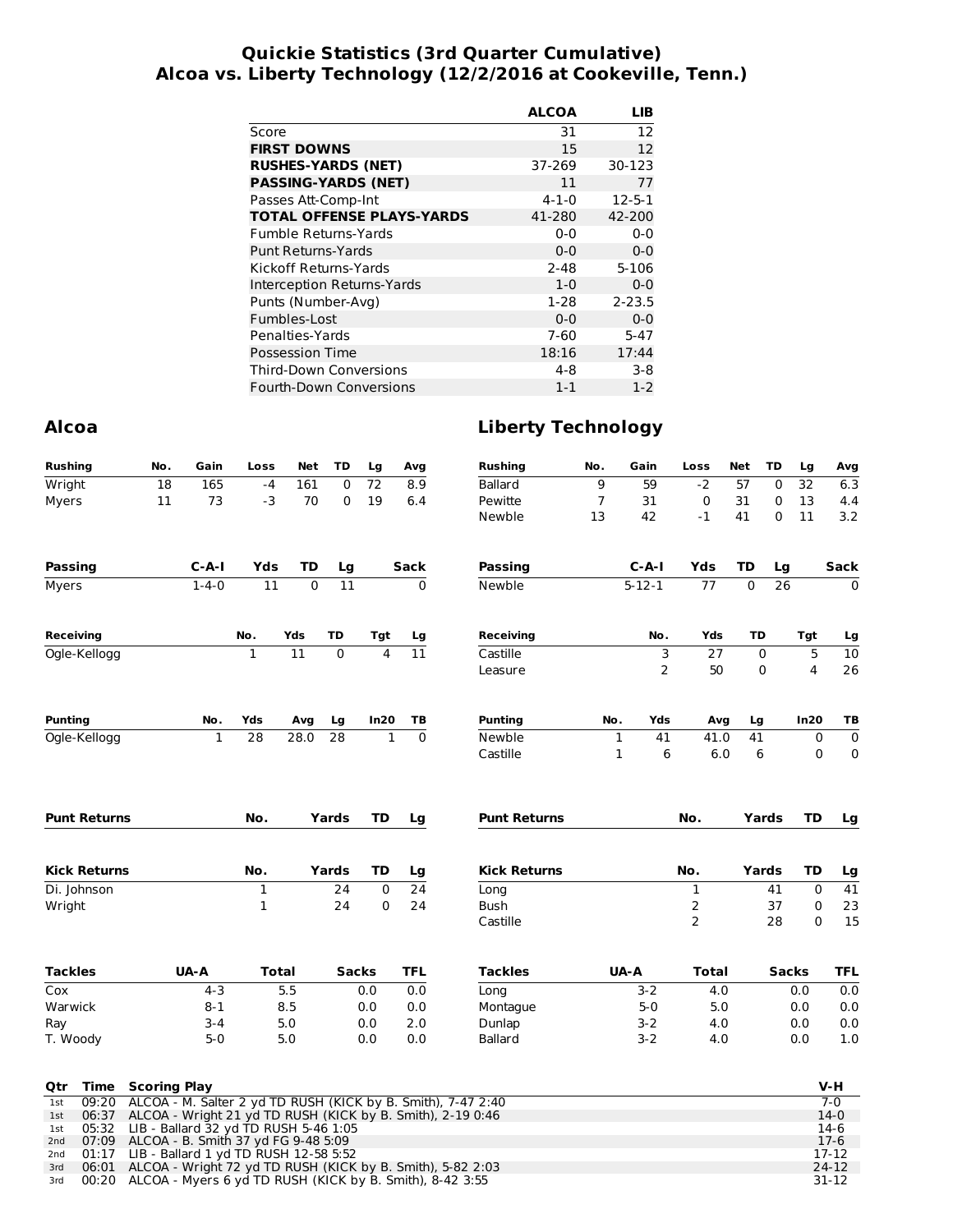# Quickie Statistics (3rd Quarter Cumulative)
## Alcoa vs. Liberty Technology (12/2/2016 at Cookeville, Tenn.)

| | ALCOA | LIB |
|---|---|---|
| Score | 31 | 12 |
| **FIRST DOWNS** | 15 | 12 |
| **RUSHES-YARDS (NET)** | 37-269 | 30-123 |
| **PASSING-YARDS (NET)** | 11 | 77 |
| Passes Att-Comp-Int | 4-1-0 | 12-5-1 |
| **TOTAL OFFENSE PLAYS-YARDS** | 41-280 | 42-200 |
| Fumble Returns-Yards | 0-0 | 0-0 |
| Punt Returns-Yards | 0-0 | 0-0 |
| Kickoff Returns-Yards | 2-48 | 5-106 |
| Interception Returns-Yards | 1-0 | 0-0 |
| Punts (Number-Avg) | 1-28 | 2-23.5 |
| Fumbles-Lost | 0-0 | 0-0 |
| Penalties-Yards | 7-60 | 5-47 |
| Possession Time | 18:16 | 17:44 |
| Third-Down Conversions | 4-8 | 3-8 |
| Fourth-Down Conversions | 1-1 | 1-2 |

## Alcoa

| Rushing | No. | Gain | Loss | Net | TD | Lg | Avg |
|---|---|---|---|---|---|---|---|
| Wright | 18 | 165 | -4 | 161 | 0 | 72 | 8.9 |
| Myers | 11 | 73 | -3 | 70 | 0 | 19 | 6.4 |

| Passing | C-A-I | Yds | TD | Lg | Sack |
|---|---|---|---|---|---|
| Myers | 1-4-0 | 11 | 0 | 11 | 0 |

| Receiving | No. | Yds | TD | Tgt | Lg |
|---|---|---|---|---|---|
| Ogle-Kellogg | 1 | 11 | 0 | 4 | 11 |

| Punting | No. | Yds | Avg | Lg | In20 | TB |
|---|---|---|---|---|---|---|
| Ogle-Kellogg | 1 | 28 | 28.0 | 28 | 1 | 0 |

| Punt Returns | No. | Yards | TD | Lg |
|---|---|---|---|---|

| Kick Returns | No. | Yards | TD | Lg |
|---|---|---|---|---|
| Di. Johnson | 1 | 24 | 0 | 24 |
| Wright | 1 | 24 | 0 | 24 |

| Tackles | UA-A | Total | Sacks | TFL |
|---|---|---|---|---|
| Cox | 4-3 | 5.5 | 0.0 | 0.0 |
| Warwick | 8-1 | 8.5 | 0.0 | 0.0 |
| Ray | 3-4 | 5.0 | 0.0 | 2.0 |
| T. Woody | 5-0 | 5.0 | 0.0 | 0.0 |

## Liberty Technology

| Rushing | No. | Gain | Loss | Net | TD | Lg | Avg |
|---|---|---|---|---|---|---|---|
| Ballard | 9 | 59 | -2 | 57 | 0 | 32 | 6.3 |
| Pewitte | 7 | 31 | 0 | 31 | 0 | 13 | 4.4 |
| Newble | 13 | 42 | -1 | 41 | 0 | 11 | 3.2 |

| Passing | C-A-I | Yds | TD | Lg | Sack |
|---|---|---|---|---|---|
| Newble | 5-12-1 | 77 | 0 | 26 | 0 |

| Receiving | No. | Yds | TD | Tgt | Lg |
|---|---|---|---|---|---|
| Castille | 3 | 27 | 0 | 5 | 10 |
| Leasure | 2 | 50 | 0 | 4 | 26 |

| Punting | No. | Yds | Avg | Lg | In20 | TB |
|---|---|---|---|---|---|---|
| Newble | 1 | 41 | 41.0 | 41 | 0 | 0 |
| Castille | 1 | 6 | 6.0 | 6 | 0 | 0 |

| Punt Returns | No. | Yards | TD | Lg |
|---|---|---|---|---|

| Kick Returns | No. | Yards | TD | Lg |
|---|---|---|---|---|
| Long | 1 | 41 | 0 | 41 |
| Bush | 2 | 37 | 0 | 23 |
| Castille | 2 | 28 | 0 | 15 |

| Tackles | UA-A | Total | Sacks | TFL |
|---|---|---|---|---|
| Long | 3-2 | 4.0 | 0.0 | 0.0 |
| Montague | 5-0 | 5.0 | 0.0 | 0.0 |
| Dunlap | 3-2 | 4.0 | 0.0 | 0.0 |
| Ballard | 3-2 | 4.0 | 0.0 | 1.0 |

| Qtr | Time | Scoring Play | V-H |
|---|---|---|---|
| 1st | 09:20 | ALCOA - M. Salter 2 yd TD RUSH (KICK by B. Smith), 7-47 2:40 | 7-0 |
| 1st | 06:37 | ALCOA - Wright 21 yd TD RUSH (KICK by B. Smith), 2-19 0:46 | 14-0 |
| 1st | 05:32 | LIB - Ballard 32 yd TD RUSH 5-46 1:05 | 14-6 |
| 2nd | 07:09 | ALCOA - B. Smith 37 yd FG 9-48 5:09 | 17-6 |
| 2nd | 01:17 | LIB - Ballard 1 yd TD RUSH 12-58 5:52 | 17-12 |
| 3rd | 06:01 | ALCOA - Wright 72 yd TD RUSH (KICK by B. Smith), 5-82 2:03 | 24-12 |
| 3rd | 00:20 | ALCOA - Myers 6 yd TD RUSH (KICK by B. Smith), 8-42 3:55 | 31-12 |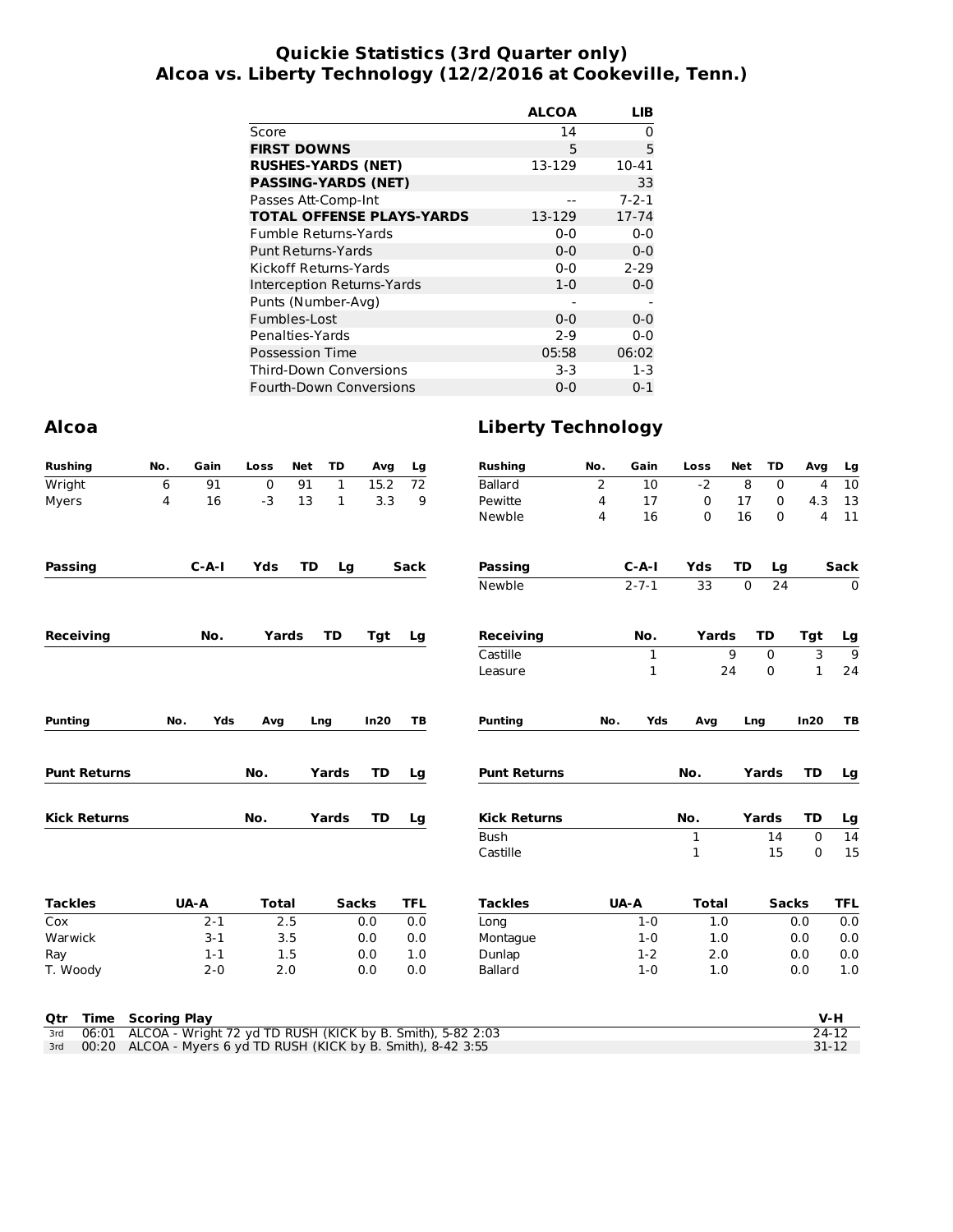# Quickie Statistics (3rd Quarter only)
## Alcoa vs. Liberty Technology (12/2/2016 at Cookeville, Tenn.)

| | ALCOA | LIB |
|---|---|---|
| Score | 14 | 0 |
| **FIRST DOWNS** | 5 | 5 |
| **RUSHES-YARDS (NET)** | 13-129 | 10-41 |
| **PASSING-YARDS (NET)** | | 33 |
| Passes Att-Comp-Int | -- | 7-2-1 |
| **TOTAL OFFENSE PLAYS-YARDS** | 13-129 | 17-74 |
| Fumble Returns-Yards | 0-0 | 0-0 |
| Punt Returns-Yards | 0-0 | 0-0 |
| Kickoff Returns-Yards | 0-0 | 2-29 |
| Interception Returns-Yards | 1-0 | 0-0 |
| Punts (Number-Avg) | - | - |
| Fumbles-Lost | 0-0 | 0-0 |
| Penalties-Yards | 2-9 | 0-0 |
| Possession Time | 05:58 | 06:02 |
| Third-Down Conversions | 3-3 | 1-3 |
| Fourth-Down Conversions | 0-0 | 0-1 |

## Alcoa

| Rushing | No. | Gain | Loss | Net | TD | Avg | Lg |
|---|---|---|---|---|---|---|---|
| Wright | 6 | 91 | 0 | 91 | 1 | 15.2 | 72 |
| Myers | 4 | 16 | -3 | 13 | 1 | 3.3 | 9 |

| Passing | C-A-I | Yds | TD | Lg | Sack |
|---|---|---|---|---|---|

| Receiving | No. | Yards | TD | Tgt | Lg |
|---|---|---|---|---|---|

| Punting | No. | Yds | Avg | Lng | In20 | TB |
|---|---|---|---|---|---|---|

| Punt Returns | No. | Yards | TD | Lg |
|---|---|---|---|---|

| Kick Returns | No. | Yards | TD | Lg |
|---|---|---|---|---|

| Tackles | UA-A | Total | Sacks | TFL |
|---|---|---|---|---|
| Cox | 2-1 | 2.5 | 0.0 | 0.0 |
| Warwick | 3-1 | 3.5 | 0.0 | 0.0 |
| Ray | 1-1 | 1.5 | 0.0 | 1.0 |
| T. Woody | 2-0 | 2.0 | 0.0 | 0.0 |

## Liberty Technology

| Rushing | No. | Gain | Loss | Net | TD | Avg | Lg |
|---|---|---|---|---|---|---|---|
| Ballard | 2 | 10 | -2 | 8 | 0 | 4 | 10 |
| Pewitte | 4 | 17 | 0 | 17 | 0 | 4.3 | 13 |
| Newble | 4 | 16 | 0 | 16 | 0 | 4 | 11 |

| Passing | C-A-I | Yds | TD | Lg | Sack |
|---|---|---|---|---|---|
| Newble | 2-7-1 | 33 | 0 | 24 | 0 |

| Receiving | No. | Yards | TD | Tgt | Lg |
|---|---|---|---|---|---|
| Castille | 1 | 9 | 0 | 3 | 9 |
| Leasure | 1 | 24 | 0 | 1 | 24 |

| Punting | No. | Yds | Avg | Lng | In20 | TB |
|---|---|---|---|---|---|---|

| Punt Returns | No. | Yards | TD | Lg |
|---|---|---|---|---|

| Kick Returns | No. | Yards | TD | Lg |
|---|---|---|---|---|
| Bush | 1 | 14 | 0 | 14 |
| Castille | 1 | 15 | 0 | 15 |

| Tackles | UA-A | Total | Sacks | TFL |
|---|---|---|---|---|
| Long | 1-0 | 1.0 | 0.0 | 0.0 |
| Montague | 1-0 | 1.0 | 0.0 | 0.0 |
| Dunlap | 1-2 | 2.0 | 0.0 | 0.0 |
| Ballard | 1-0 | 1.0 | 0.0 | 1.0 |

| Qtr | Time | Scoring Play | V-H |
|---|---|---|---|
| 3rd | 06:01 | ALCOA - Wright 72 yd TD RUSH (KICK by B. Smith), 5-82 2:03 | 24-12 |
| 3rd | 00:20 | ALCOA - Myers 6 yd TD RUSH (KICK by B. Smith), 8-42 3:55 | 31-12 |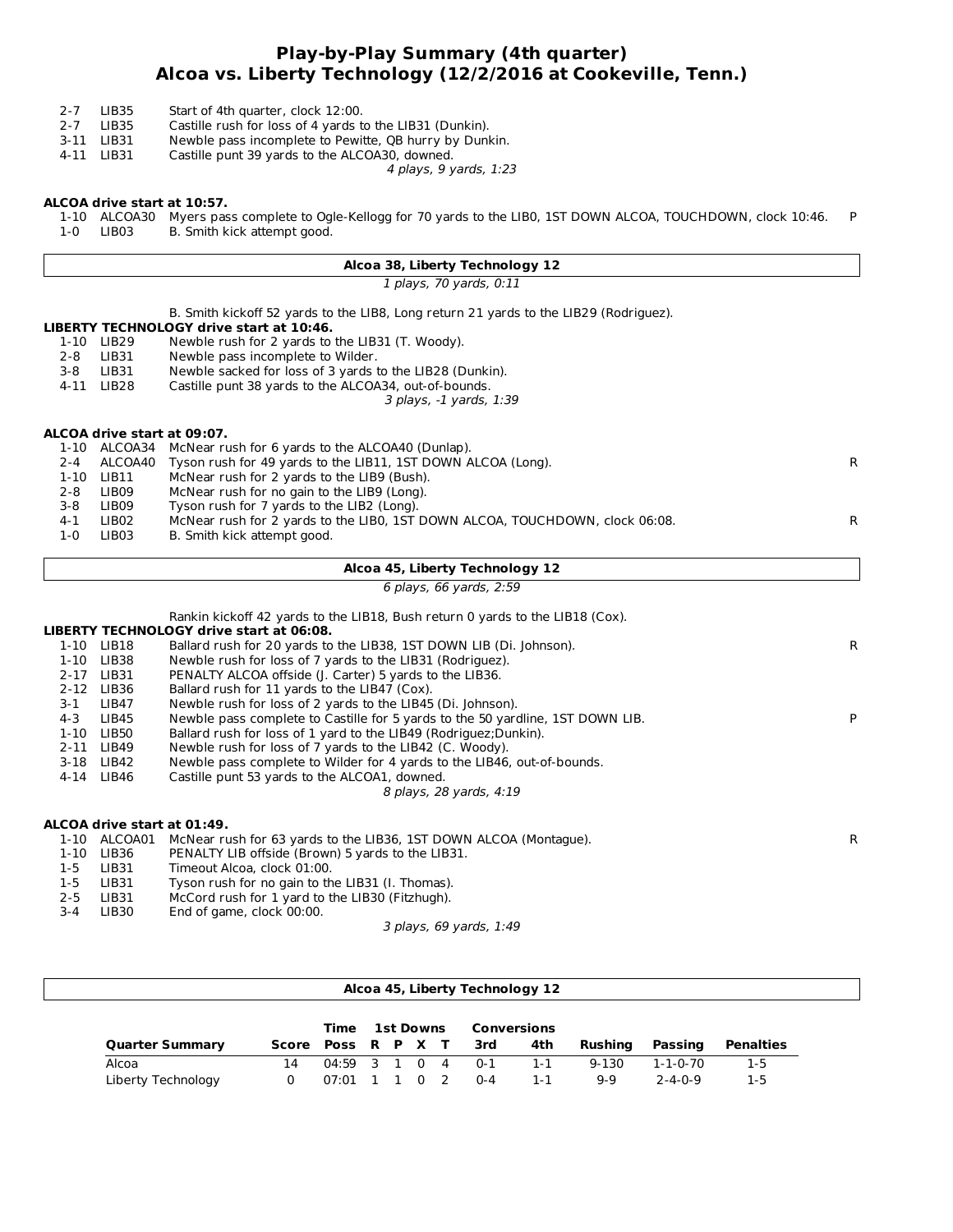# Play-by-Play Summary (4th quarter)
## Alcoa vs. Liberty Technology (12/2/2016 at Cookeville, Tenn.)

| | | | |
|---|---|---|---|
| 2-7 | LIB35 | Start of 4th quarter, clock 12:00. | |
| 2-7 | LIB35 | Castille rush for loss of 4 yards to the LIB31 (Dunkin). | |
| 3-11 | LIB31 | Newble pass incomplete to Pewitte, QB hurry by Dunkin. | |
| 4-11 | LIB31 | Castille punt 39 yards to the ALCOA30, downed. | |

*4 plays, 9 yards, 1:23*

**ALCOA drive start at 10:57.**

| | | | |
|---|---|---|---|
| 1-10 | ALCOA30 | Myers pass complete to Ogle-Kellogg for 70 yards to the LIB0, 1ST DOWN ALCOA, TOUCHDOWN, clock 10:46. | P |
| 1-0 | LIB03 | B. Smith kick attempt good. | |

**Alcoa 38, Liberty Technology 12**

*1 plays, 70 yards, 0:11*

B. Smith kickoff 52 yards to the LIB8, Long return 21 yards to the LIB29 (Rodriguez).

**LIBERTY TECHNOLOGY drive start at 10:46.**

| | | | |
|---|---|---|---|
| 1-10 | LIB29 | Newble rush for 2 yards to the LIB31 (T. Woody). | |
| 2-8 | LIB31 | Newble pass incomplete to Wilder. | |
| 3-8 | LIB31 | Newble sacked for loss of 3 yards to the LIB28 (Dunkin). | |
| 4-11 | LIB28 | Castille punt 38 yards to the ALCOA34, out-of-bounds. | |

*3 plays, -1 yards, 1:39*

**ALCOA drive start at 09:07.**

| | | | |
|---|---|---|---|
| 1-10 | ALCOA34 | McNear rush for 6 yards to the ALCOA40 (Dunlap). | |
| 2-4 | ALCOA40 | Tyson rush for 49 yards to the LIB11, 1ST DOWN ALCOA (Long). | R |
| 1-10 | LIB11 | McNear rush for 2 yards to the LIB9 (Bush). | |
| 2-8 | LIB09 | McNear rush for no gain to the LIB9 (Long). | |
| 3-8 | LIB09 | Tyson rush for 7 yards to the LIB2 (Long). | |
| 4-1 | LIB02 | McNear rush for 2 yards to the LIB0, 1ST DOWN ALCOA, TOUCHDOWN, clock 06:08. | R |
| 1-0 | LIB03 | B. Smith kick attempt good. | |

**Alcoa 45, Liberty Technology 12**

*6 plays, 66 yards, 2:59*

Rankin kickoff 42 yards to the LIB18, Bush return 0 yards to the LIB18 (Cox).

**LIBERTY TECHNOLOGY drive start at 06:08.**

| | | | |
|---|---|---|---|
| 1-10 | LIB18 | Ballard rush for 20 yards to the LIB38, 1ST DOWN LIB (Di. Johnson). | R |
| 1-10 | LIB38 | Newble rush for loss of 7 yards to the LIB31 (Rodriguez). | |
| 2-17 | LIB31 | PENALTY ALCOA offside (J. Carter) 5 yards to the LIB36. | |
| 2-12 | LIB36 | Ballard rush for 11 yards to the LIB47 (Cox). | |
| 3-1 | LIB47 | Newble rush for loss of 2 yards to the LIB45 (Di. Johnson). | |
| 4-3 | LIB45 | Newble pass complete to Castille for 5 yards to the 50 yardline, 1ST DOWN LIB. | P |
| 1-10 | LIB50 | Ballard rush for loss of 1 yard to the LIB49 (Rodriguez;Dunkin). | |
| 2-11 | LIB49 | Newble rush for loss of 7 yards to the LIB42 (C. Woody). | |
| 3-18 | LIB42 | Newble pass complete to Wilder for 4 yards to the LIB46, out-of-bounds. | |
| 4-14 | LIB46 | Castille punt 53 yards to the ALCOA1, downed. | |

*8 plays, 28 yards, 4:19*

**ALCOA drive start at 01:49.**

| | | | |
|---|---|---|---|
| 1-10 | ALCOA01 | McNear rush for 63 yards to the LIB36, 1ST DOWN ALCOA (Montague). | R |
| 1-10 | LIB36 | PENALTY LIB offside (Brown) 5 yards to the LIB31. | |
| 1-5 | LIB31 | Timeout Alcoa, clock 01:00. | |
| 1-5 | LIB31 | Tyson rush for no gain to the LIB31 (I. Thomas). | |
| 2-5 | LIB31 | McCord rush for 1 yard to the LIB30 (Fitzhugh). | |
| 3-4 | LIB30 | End of game, clock 00:00. | |

*3 plays, 69 yards, 1:49*

**Alcoa 45, Liberty Technology 12**

| Quarter Summary | Score | Time Poss | 1st Downs R | P | X | T | Conversions 3rd | 4th | Rushing | Passing | Penalties |
|---|---|---|---|---|---|---|---|---|---|---|---|
| Alcoa | 14 | 04:59 | 3 | 1 | 0 | 4 | 0-1 | 1-1 | 9-130 | 1-1-0-70 | 1-5 |
| Liberty Technology | 0 | 07:01 | 1 | 1 | 0 | 2 | 0-4 | 1-1 | 9-9 | 2-4-0-9 | 1-5 |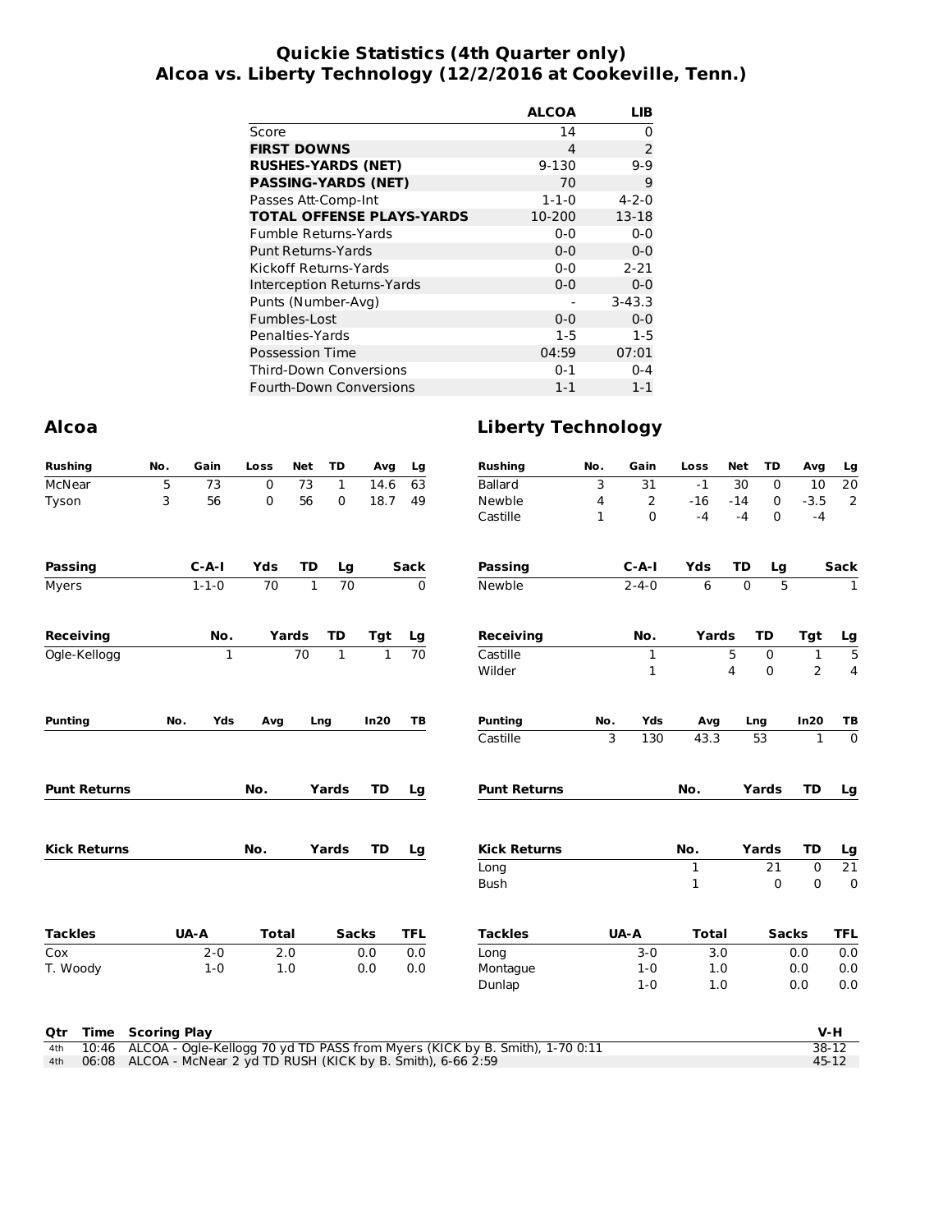# Quickie Statistics (4th Quarter only)
# Alcoa vs. Liberty Technology (12/2/2016 at Cookeville, Tenn.)

| | ALCOA | LIB |
|---|---|---|
| Score | 14 | 0 |
| **FIRST DOWNS** | 4 | 2 |
| **RUSHES-YARDS (NET)** | 9-130 | 9-9 |
| **PASSING-YARDS (NET)** | 70 | 9 |
| Passes Att-Comp-Int | 1-1-0 | 4-2-0 |
| **TOTAL OFFENSE PLAYS-YARDS** | 10-200 | 13-18 |
| Fumble Returns-Yards | 0-0 | 0-0 |
| Punt Returns-Yards | 0-0 | 0-0 |
| Kickoff Returns-Yards | 0-0 | 2-21 |
| Interception Returns-Yards | 0-0 | 0-0 |
| Punts (Number-Avg) | - | 3-43.3 |
| Fumbles-Lost | 0-0 | 0-0 |
| Penalties-Yards | 1-5 | 1-5 |
| Possession Time | 04:59 | 07:01 |
| Third-Down Conversions | 0-1 | 0-4 |
| Fourth-Down Conversions | 1-1 | 1-1 |

## Alcoa

| Rushing | No. | Gain | Loss | Net | TD | Avg | Lg |
|---|---|---|---|---|---|---|---|
| McNear | 5 | 73 | 0 | 73 | 1 | 14.6 | 63 |
| Tyson | 3 | 56 | 0 | 56 | 0 | 18.7 | 49 |

| Passing | C-A-I | Yds | TD | Lg | Sack |
|---|---|---|---|---|---|
| Myers | 1-1-0 | 70 | 1 | 70 | 0 |

| Receiving | No. | Yards | TD | Tgt | Lg |
|---|---|---|---|---|---|
| Ogle-Kellogg | 1 | 70 | 1 | 1 | 70 |

| Punting | No. | Yds | Avg | Lng | In20 | TB |
|---|---|---|---|---|---|---|

| Punt Returns | No. | Yards | TD | Lg |
|---|---|---|---|---|

| Kick Returns | No. | Yards | TD | Lg |
|---|---|---|---|---|

| Tackles | UA-A | Total | Sacks | TFL |
|---|---|---|---|---|
| Cox | 2-0 | 2.0 | 0.0 | 0.0 |
| T. Woody | 1-0 | 1.0 | 0.0 | 0.0 |

## Liberty Technology

| Rushing | No. | Gain | Loss | Net | TD | Avg | Lg |
|---|---|---|---|---|---|---|---|
| Ballard | 3 | 31 | -1 | 30 | 0 | 10 | 20 |
| Newble | 4 | 2 | -16 | -14 | 0 | -3.5 | 2 |
| Castille | 1 | 0 | -4 | -4 | 0 | -4 | |

| Passing | C-A-I | Yds | TD | Lg | Sack |
|---|---|---|---|---|---|
| Newble | 2-4-0 | 6 | 0 | 5 | 1 |

| Receiving | No. | Yards | TD | Tgt | Lg |
|---|---|---|---|---|---|
| Castille | 1 | 5 | 0 | 1 | 5 |
| Wilder | 1 | 4 | 0 | 2 | 4 |

| Punting | No. | Yds | Avg | Lng | In20 | TB |
|---|---|---|---|---|---|---|
| Castille | 3 | 130 | 43.3 | 53 | 1 | 0 |

| Punt Returns | No. | Yards | TD | Lg |
|---|---|---|---|---|

| Kick Returns | No. | Yards | TD | Lg |
|---|---|---|---|---|
| Long | 1 | 21 | 0 | 21 |
| Bush | 1 | 0 | 0 | 0 |

| Tackles | UA-A | Total | Sacks | TFL |
|---|---|---|---|---|
| Long | 3-0 | 3.0 | 0.0 | 0.0 |
| Montague | 1-0 | 1.0 | 0.0 | 0.0 |
| Dunlap | 1-0 | 1.0 | 0.0 | 0.0 |

| Qtr | Time | Scoring Play | V-H |
|---|---|---|---|
| 4th | 10:46 | ALCOA - Ogle-Kellogg 70 yd TD PASS from Myers (KICK by B. Smith), 1-70 0:11 | 38-12 |
| 4th | 06:08 | ALCOA - McNear 2 yd TD RUSH (KICK by B. Smith), 6-66 2:59 | 45-12 |